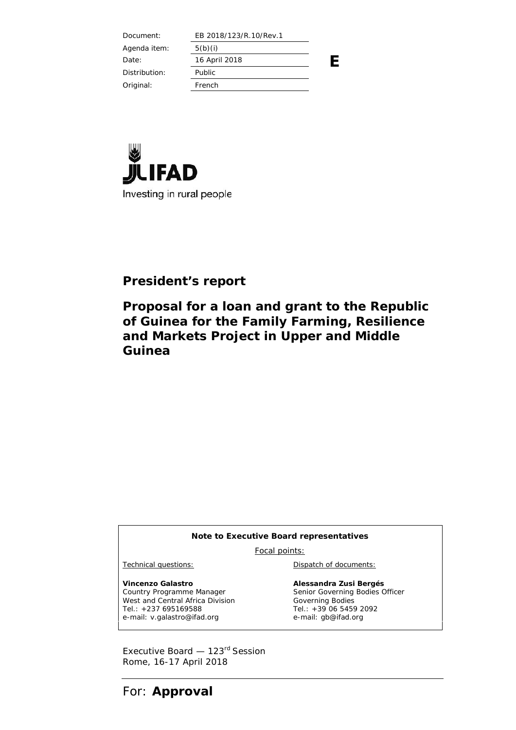| Document: | EB 2018/123/R.10/Rev.1 |
|---|---|
| Agenda item: | 5(b)(i) |
| Date: | 16 April 2018 |
| Distribution: | Public |
| Original: | French |

**E**

IFAD
Investing in rural people

## President's report

# Proposal for a loan and grant to the Republic of Guinea for the Family Farming, Resilience and Markets Project in Upper and Middle Guinea

**Note to Executive Board representatives**

Focal points:

| Technical questions: | Dispatch of documents: |
|---|---|
| **Vincenzo Galastro**<br>Country Programme Manager<br>West and Central Africa Division<br>Tel.: +237 695169588<br>e-mail: v.galastro@ifad.org | **Alessandra Zusi Bergés**<br>Senior Governing Bodies Officer<br>Governing Bodies<br>Tel.: +39 06 5459 2092<br>e-mail: gb@ifad.org |

Executive Board — 123rd Session
Rome, 16-17 April 2018

For: **Approval**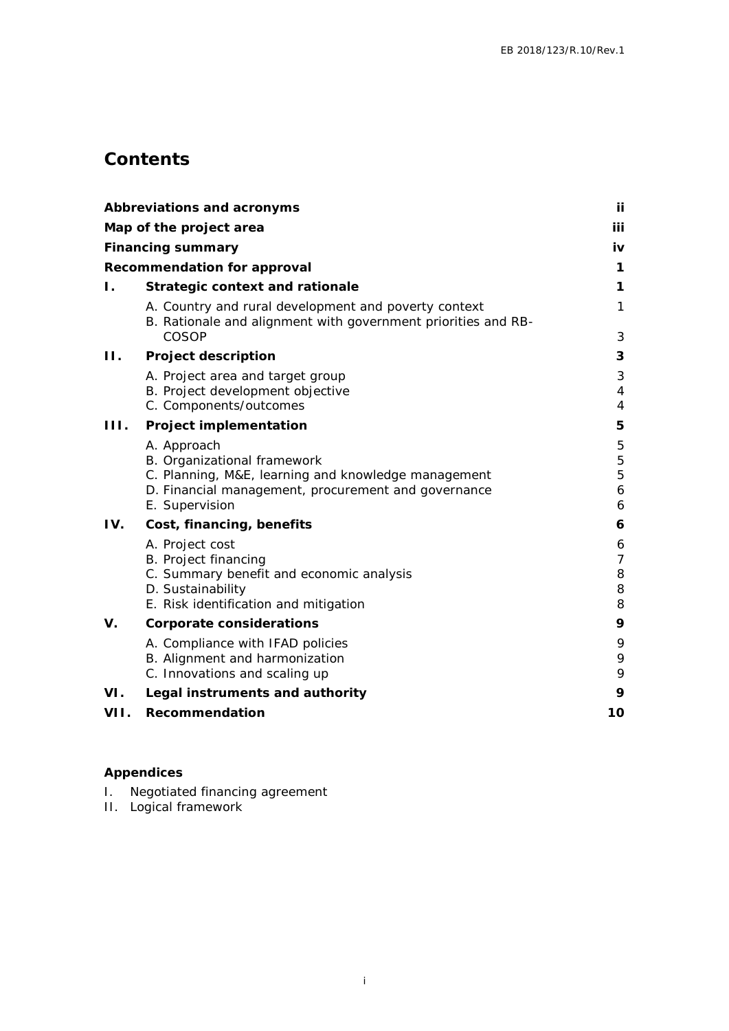# Contents

| | | |
|---|---|---|
| **Abbreviations and acronyms** | | **ii** |
| **Map of the project area** | | **iii** |
| **Financing summary** | | **iv** |
| **Recommendation for approval** | | **1** |
| **I.** | **Strategic context and rationale** | **1** |
| | A. Country and rural development and poverty context | 1 |
| | B. Rationale and alignment with government priorities and RB-COSOP | 3 |
| **II.** | **Project description** | **3** |
| | A. Project area and target group | 3 |
| | B. Project development objective | 4 |
| | C. Components/outcomes | 4 |
| **III.** | **Project implementation** | **5** |
| | A. Approach | 5 |
| | B. Organizational framework | 5 |
| | C. Planning, M&E, learning and knowledge management | 5 |
| | D. Financial management, procurement and governance | 6 |
| | E. Supervision | 6 |
| **IV.** | **Cost, financing, benefits** | **6** |
| | A. Project cost | 6 |
| | B. Project financing | 7 |
| | C. Summary benefit and economic analysis | 8 |
| | D. Sustainability | 8 |
| | E. Risk identification and mitigation | 8 |
| **V.** | **Corporate considerations** | **9** |
| | A. Compliance with IFAD policies | 9 |
| | B. Alignment and harmonization | 9 |
| | C. Innovations and scaling up | 9 |
| **VI.** | **Legal instruments and authority** | **9** |
| **VII.** | **Recommendation** | **10** |

**Appendices**

I. Negotiated financing agreement

II. Logical framework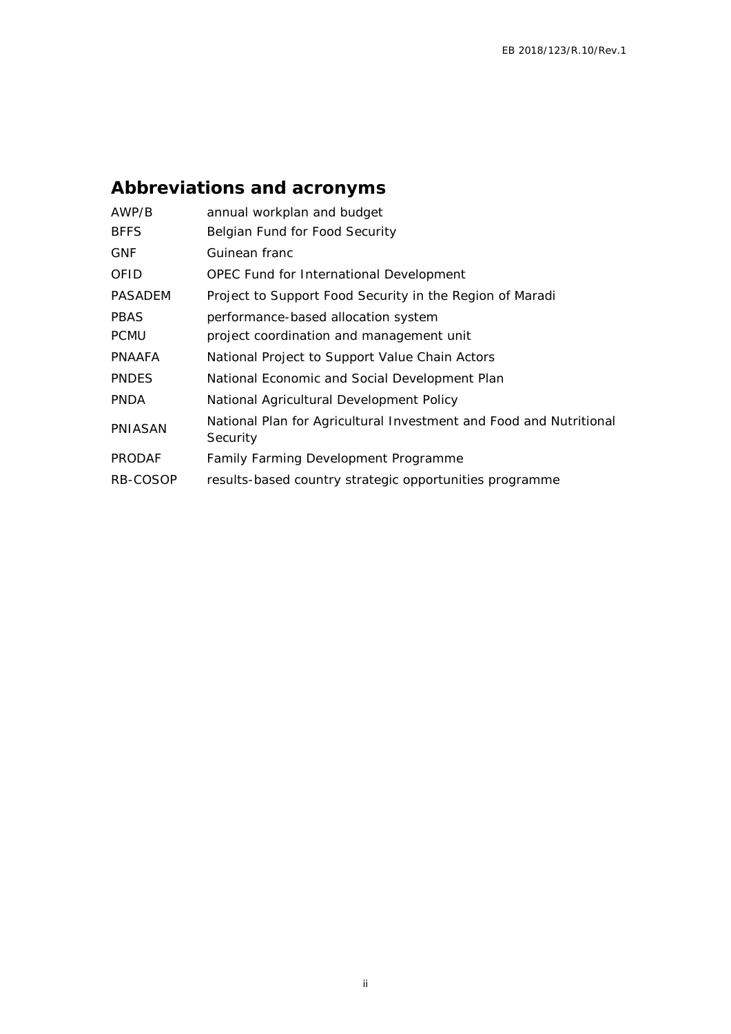## Abbreviations and acronyms

| | |
|---|---|
| AWP/B | annual workplan and budget |
| BFFS | Belgian Fund for Food Security |
| GNF | Guinean franc |
| OFID | OPEC Fund for International Development |
| PASADEM | Project to Support Food Security in the Region of Maradi |
| PBAS | performance-based allocation system |
| PCMU | project coordination and management unit |
| PNAAFA | National Project to Support Value Chain Actors |
| PNDES | National Economic and Social Development Plan |
| PNDA | National Agricultural Development Policy |
| PNIASAN | National Plan for Agricultural Investment and Food and Nutritional Security |
| PRODAF | Family Farming Development Programme |
| RB-COSOP | results-based country strategic opportunities programme |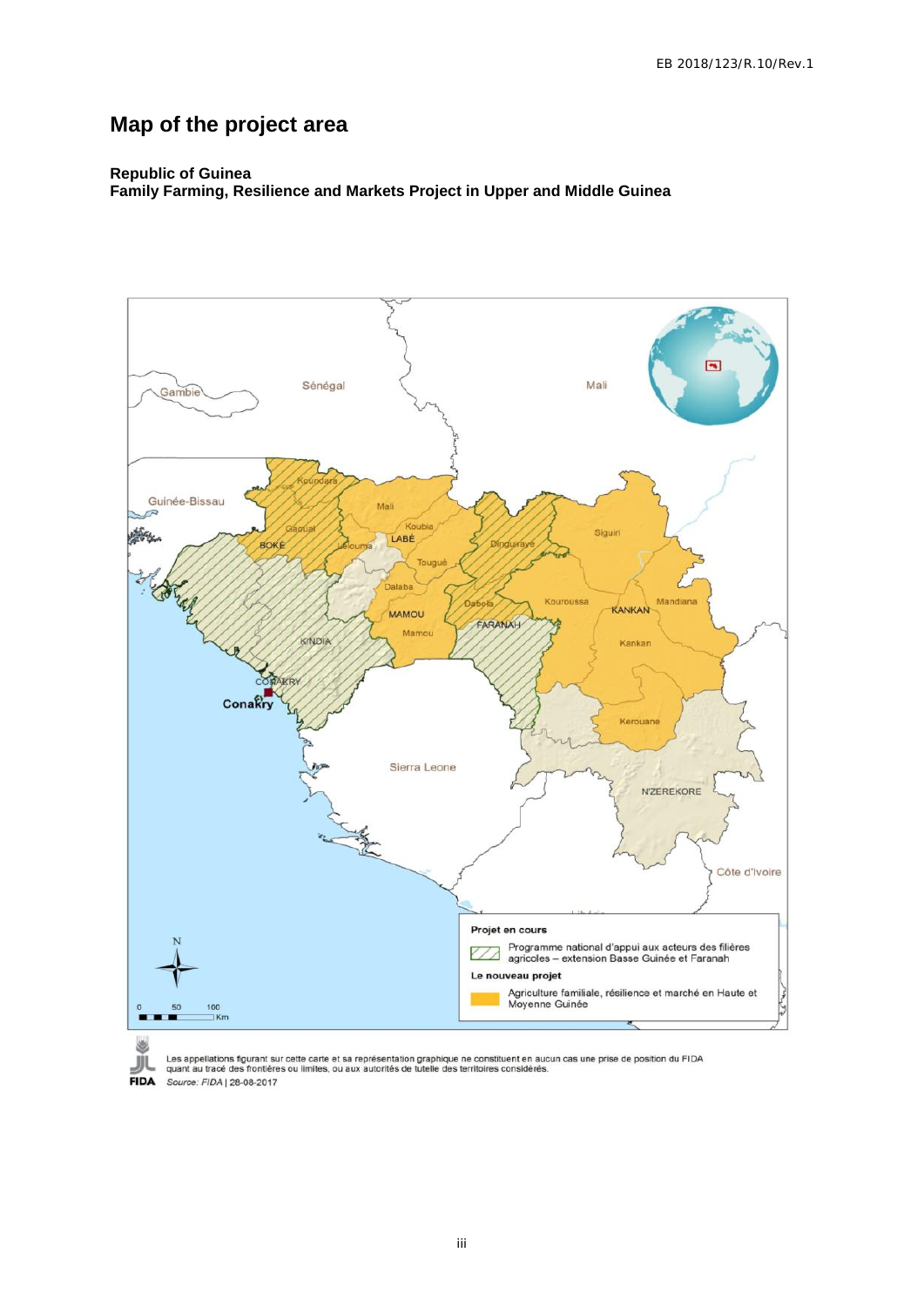# Map of the project area

**Republic of Guinea**
**Family Farming, Resilience and Markets Project in Upper and Middle Guinea**

**Projet en cours**

Programme national d'appui aux acteurs des filières agricoles – extension Basse Guinée et Faranah

**Le nouveau projet**

Agriculture familiale, résilience et marché en Haute et Moyenne Guinée

Les appellations figurant sur cette carte et sa représentation graphique ne constituent en aucun cas une prise de position du FIDA quant au tracé des frontières ou limites, ou aux autorités de tutelle des territoires considérés.

FIDA *Source: FIDA* | 28-08-2017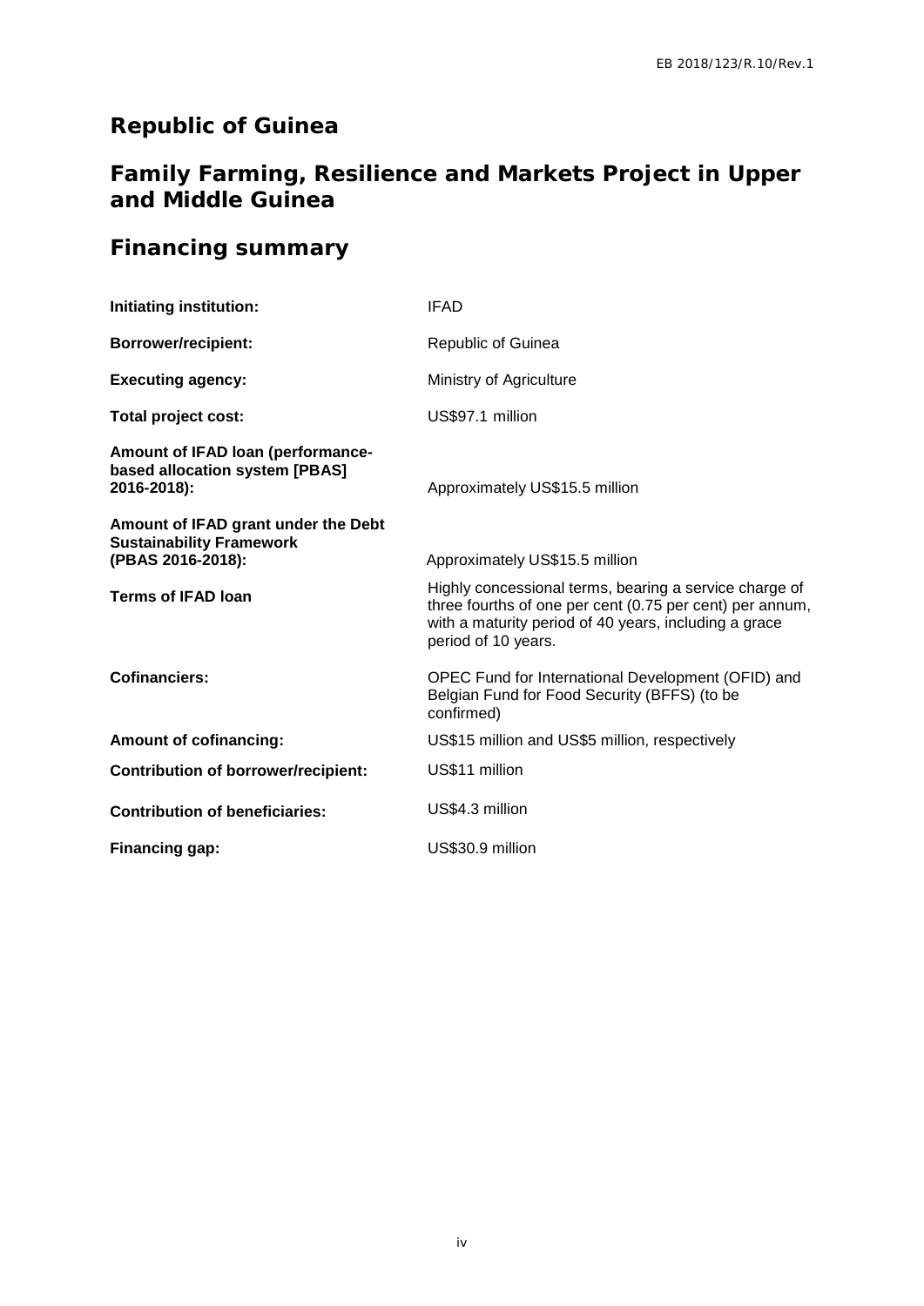# Republic of Guinea

# Family Farming, Resilience and Markets Project in Upper and Middle Guinea

## Financing summary

| | |
|---|---|
| **Initiating institution:** | IFAD |
| **Borrower/recipient:** | Republic of Guinea |
| **Executing agency:** | Ministry of Agriculture |
| **Total project cost:** | US$97.1 million |
| **Amount of IFAD loan (performance-based allocation system [PBAS] 2016-2018):** | Approximately US$15.5 million |
| **Amount of IFAD grant under the Debt Sustainability Framework (PBAS 2016-2018):** | Approximately US$15.5 million |
| **Terms of IFAD loan** | Highly concessional terms, bearing a service charge of three fourths of one per cent (0.75 per cent) per annum, with a maturity period of 40 years, including a grace period of 10 years. |
| **Cofinanciers:** | OPEC Fund for International Development (OFID) and Belgian Fund for Food Security (BFFS) (to be confirmed) |
| **Amount of cofinancing:** | US$15 million and US$5 million, respectively |
| **Contribution of borrower/recipient:** | US$11 million |
| **Contribution of beneficiaries:** | US$4.3 million |
| **Financing gap:** | US$30.9 million |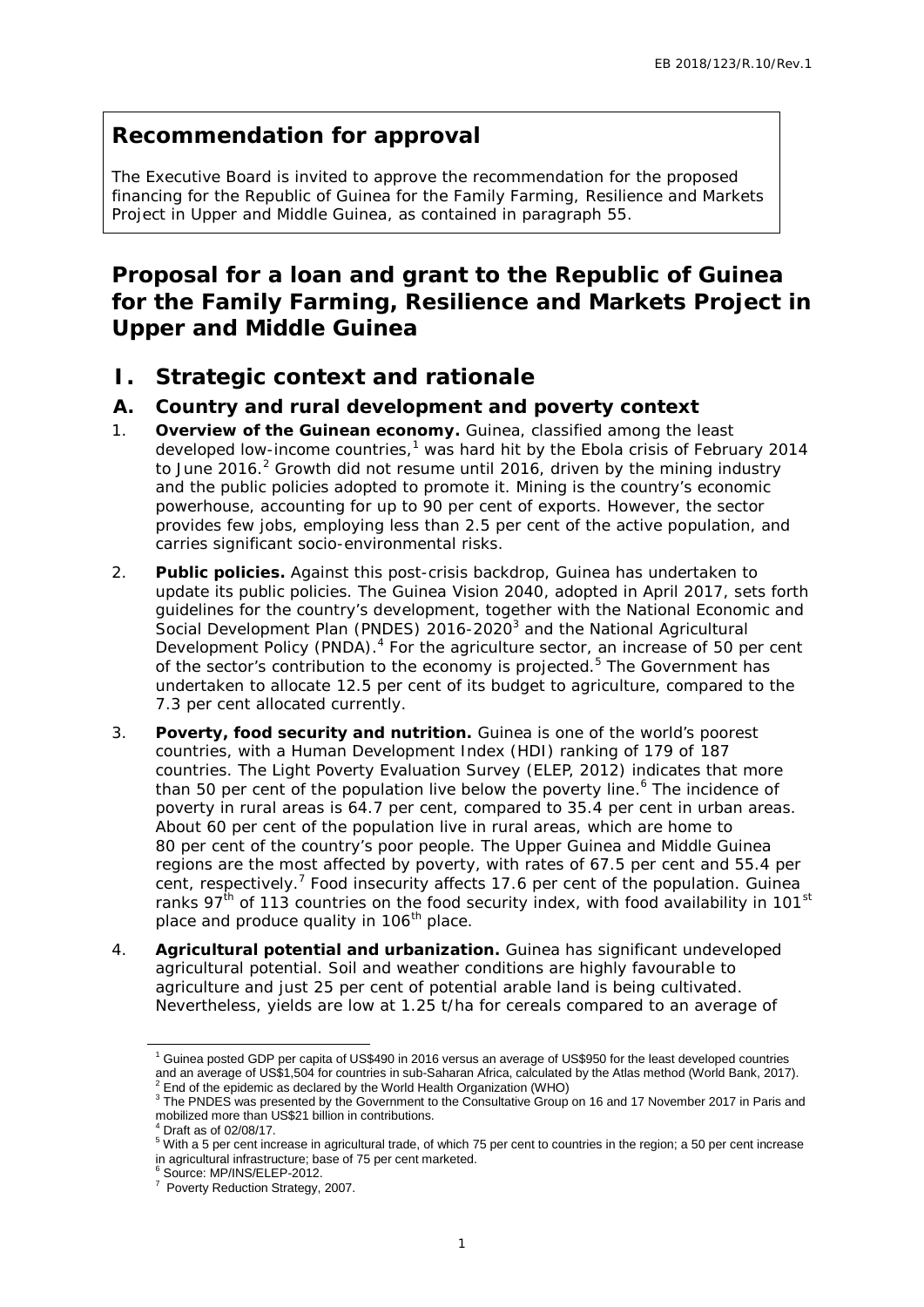## Recommendation for approval

The Executive Board is invited to approve the recommendation for the proposed financing for the Republic of Guinea for the Family Farming, Resilience and Markets Project in Upper and Middle Guinea, as contained in paragraph 55.

# Proposal for a loan and grant to the Republic of Guinea for the Family Farming, Resilience and Markets Project in Upper and Middle Guinea

## I. Strategic context and rationale

### A. Country and rural development and poverty context

1. **Overview of the Guinean economy.** Guinea, classified among the least developed low-income countries,[1] was hard hit by the Ebola crisis of February 2014 to June 2016.[2] Growth did not resume until 2016, driven by the mining industry and the public policies adopted to promote it. Mining is the country's economic powerhouse, accounting for up to 90 per cent of exports. However, the sector provides few jobs, employing less than 2.5 per cent of the active population, and carries significant socio-environmental risks.

2. **Public policies.** Against this post-crisis backdrop, Guinea has undertaken to update its public policies. The Guinea Vision 2040, adopted in April 2017, sets forth guidelines for the country's development, together with the National Economic and Social Development Plan (PNDES) 2016-2020[3] and the National Agricultural Development Policy (PNDA).[4] For the agriculture sector, an increase of 50 per cent of the sector's contribution to the economy is projected.[5] The Government has undertaken to allocate 12.5 per cent of its budget to agriculture, compared to the 7.3 per cent allocated currently.

3. **Poverty, food security and nutrition.** Guinea is one of the world's poorest countries, with a Human Development Index (HDI) ranking of 179 of 187 countries. The Light Poverty Evaluation Survey (ELEP, 2012) indicates that more than 50 per cent of the population live below the poverty line.[6] The incidence of poverty in rural areas is 64.7 per cent, compared to 35.4 per cent in urban areas. About 60 per cent of the population live in rural areas, which are home to 80 per cent of the country's poor people. The Upper Guinea and Middle Guinea regions are the most affected by poverty, with rates of 67.5 per cent and 55.4 per cent, respectively.[7] Food insecurity affects 17.6 per cent of the population. Guinea ranks 97th of 113 countries on the food security index, with food availability in 101st place and produce quality in 106th place.

4. **Agricultural potential and urbanization.** Guinea has significant undeveloped agricultural potential. Soil and weather conditions are highly favourable to agriculture and just 25 per cent of potential arable land is being cultivated. Nevertheless, yields are low at 1.25 t/ha for cereals compared to an average of

---

[1] Guinea posted GDP per capita of US$490 in 2016 versus an average of US$950 for the least developed countries and an average of US$1,504 for countries in sub-Saharan Africa, calculated by the Atlas method (World Bank, 2017).

[2] End of the epidemic as declared by the World Health Organization (WHO)

[3] The PNDES was presented by the Government to the Consultative Group on 16 and 17 November 2017 in Paris and mobilized more than US$21 billion in contributions.

[4] Draft as of 02/08/17.

[5] With a 5 per cent increase in agricultural trade, of which 75 per cent to countries in the region; a 50 per cent increase in agricultural infrastructure; base of 75 per cent marketed.

[6] Source: MP/INS/ELEP-2012.

[7] Poverty Reduction Strategy, 2007.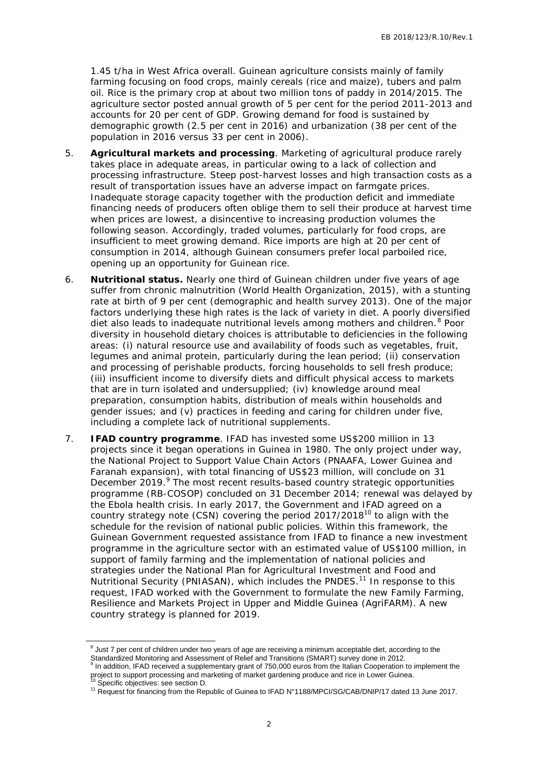1.45 t/ha in West Africa overall. Guinean agriculture consists mainly of family farming focusing on food crops, mainly cereals (rice and maize), tubers and palm oil. Rice is the primary crop at about two million tons of paddy in 2014/2015. The agriculture sector posted annual growth of 5 per cent for the period 2011-2013 and accounts for 20 per cent of GDP. Growing demand for food is sustained by demographic growth (2.5 per cent in 2016) and urbanization (38 per cent of the population in 2016 versus 33 per cent in 2006).

5. **Agricultural markets and processing**. Marketing of agricultural produce rarely takes place in adequate areas, in particular owing to a lack of collection and processing infrastructure. Steep post-harvest losses and high transaction costs as a result of transportation issues have an adverse impact on farmgate prices. Inadequate storage capacity together with the production deficit and immediate financing needs of producers often oblige them to sell their produce at harvest time when prices are lowest, a disincentive to increasing production volumes the following season. Accordingly, traded volumes, particularly for food crops, are insufficient to meet growing demand. Rice imports are high at 20 per cent of consumption in 2014, although Guinean consumers prefer local parboiled rice, opening up an opportunity for Guinean rice.

6. **Nutritional status.** Nearly one third of Guinean children under five years of age suffer from chronic malnutrition (World Health Organization, 2015), with a stunting rate at birth of 9 per cent (demographic and health survey 2013). One of the major factors underlying these high rates is the lack of variety in diet. A poorly diversified diet also leads to inadequate nutritional levels among mothers and children.[8] Poor diversity in household dietary choices is attributable to deficiencies in the following areas: (i) natural resource use and availability of foods such as vegetables, fruit, legumes and animal protein, particularly during the lean period; (ii) conservation and processing of perishable products, forcing households to sell fresh produce; (iii) insufficient income to diversify diets and difficult physical access to markets that are in turn isolated and undersupplied; (iv) knowledge around meal preparation, consumption habits, distribution of meals within households and gender issues; and (v) practices in feeding and caring for children under five, including a complete lack of nutritional supplements.

7. **IFAD country programme**. IFAD has invested some US$200 million in 13 projects since it began operations in Guinea in 1980. The only project under way, the National Project to Support Value Chain Actors (PNAAFA, Lower Guinea and Faranah expansion), with total financing of US$23 million, will conclude on 31 December 2019.[9] The most recent results-based country strategic opportunities programme (RB-COSOP) concluded on 31 December 2014; renewal was delayed by the Ebola health crisis. In early 2017, the Government and IFAD agreed on a country strategy note (CSN) covering the period 2017/2018[10] to align with the schedule for the revision of national public policies. Within this framework, the Guinean Government requested assistance from IFAD to finance a new investment programme in the agriculture sector with an estimated value of US$100 million, in support of family farming and the implementation of national policies and strategies under the National Plan for Agricultural Investment and Food and Nutritional Security (PNIASAN), which includes the PNDES.[11] In response to this request, IFAD worked with the Government to formulate the new Family Farming, Resilience and Markets Project in Upper and Middle Guinea (AgriFARM). A new country strategy is planned for 2019.

---

[8] Just 7 per cent of children under two years of age are receiving a minimum acceptable diet, according to the Standardized Monitoring and Assessment of Relief and Transitions (SMART) survey done in 2012.

[9] In addition, IFAD received a supplementary grant of 750,000 euros from the Italian Cooperation to implement the project to support processing and marketing of market gardening produce and rice in Lower Guinea.

[10] Specific objectives: see section D.

[11] Request for financing from the Republic of Guinea to IFAD N°1188/MPCI/SG/CAB/DNIP/17 dated 13 June 2017.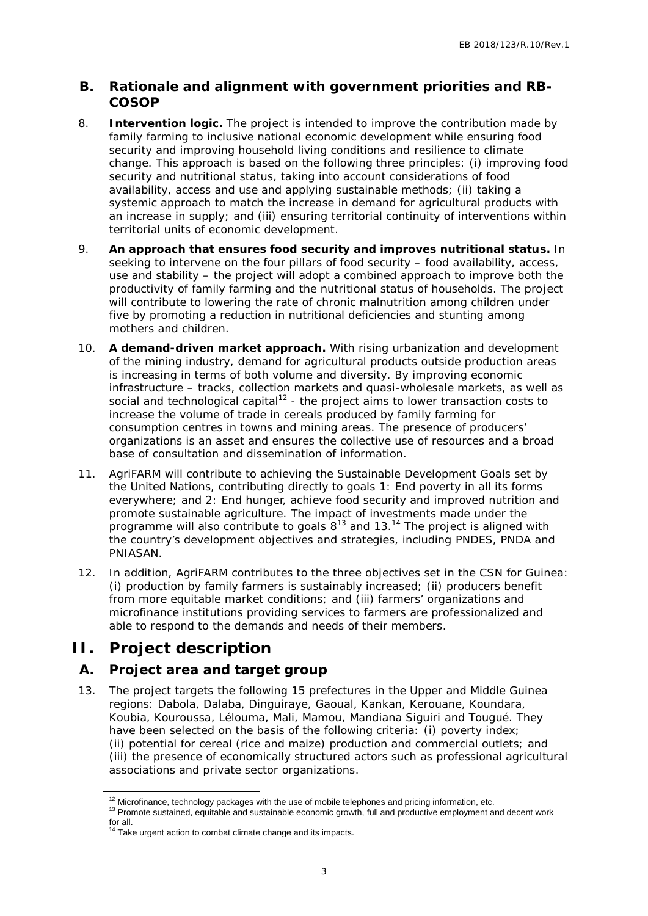## B. Rationale and alignment with government priorities and RB-COSOP

8. **Intervention logic.** The project is intended to improve the contribution made by family farming to inclusive national economic development while ensuring food security and improving household living conditions and resilience to climate change. This approach is based on the following three principles: (i) improving food security and nutritional status, taking into account considerations of food availability, access and use and applying sustainable methods; (ii) taking a systemic approach to match the increase in demand for agricultural products with an increase in supply; and (iii) ensuring territorial continuity of interventions within territorial units of economic development.

9. **An approach that ensures food security and improves nutritional status.** In seeking to intervene on the four pillars of food security – food availability, access, use and stability – the project will adopt a combined approach to improve both the productivity of family farming and the nutritional status of households. The project will contribute to lowering the rate of chronic malnutrition among children under five by promoting a reduction in nutritional deficiencies and stunting among mothers and children.

10. **A demand-driven market approach.** With rising urbanization and development of the mining industry, demand for agricultural products outside production areas is increasing in terms of both volume and diversity. By improving economic infrastructure – tracks, collection markets and quasi-wholesale markets, as well as social and technological capital[12] - the project aims to lower transaction costs to increase the volume of trade in cereals produced by family farming for consumption centres in towns and mining areas. The presence of producers' organizations is an asset and ensures the collective use of resources and a broad base of consultation and dissemination of information.

11. AgriFARM will contribute to achieving the Sustainable Development Goals set by the United Nations, contributing directly to goals 1: End poverty in all its forms everywhere; and 2: End hunger, achieve food security and improved nutrition and promote sustainable agriculture. The impact of investments made under the programme will also contribute to goals 8[13] and 13.[14] The project is aligned with the country's development objectives and strategies, including PNDES, PNDA and PNIASAN.

12. In addition, AgriFARM contributes to the three objectives set in the CSN for Guinea: (i) production by family farmers is sustainably increased; (ii) producers benefit from more equitable market conditions; and (iii) farmers' organizations and microfinance institutions providing services to farmers are professionalized and able to respond to the demands and needs of their members.

# II. Project description

## A. Project area and target group

13. The project targets the following 15 prefectures in the Upper and Middle Guinea regions: Dabola, Dalaba, Dinguiraye, Gaoual, Kankan, Kerouane, Koundara, Koubia, Kouroussa, Lélouma, Mali, Mamou, Mandiana Siguiri and Tougué. They have been selected on the basis of the following criteria: (i) poverty index; (ii) potential for cereal (rice and maize) production and commercial outlets; and (iii) the presence of economically structured actors such as professional agricultural associations and private sector organizations.

---

[12] Microfinance, technology packages with the use of mobile telephones and pricing information, etc.

[13] Promote sustained, equitable and sustainable economic growth, full and productive employment and decent work for all.

[14] Take urgent action to combat climate change and its impacts.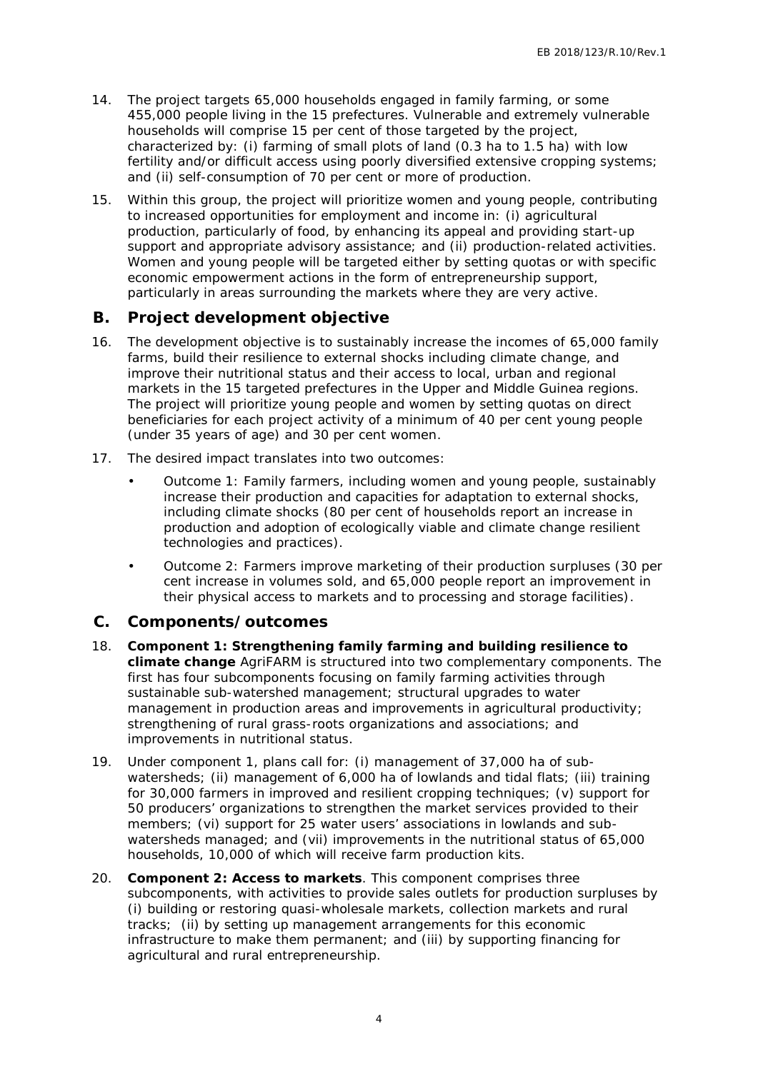14. The project targets 65,000 households engaged in family farming, or some 455,000 people living in the 15 prefectures. Vulnerable and extremely vulnerable households will comprise 15 per cent of those targeted by the project, characterized by: (i) farming of small plots of land (0.3 ha to 1.5 ha) with low fertility and/or difficult access using poorly diversified extensive cropping systems; and (ii) self-consumption of 70 per cent or more of production.

15. Within this group, the project will prioritize women and young people, contributing to increased opportunities for employment and income in: (i) agricultural production, particularly of food, by enhancing its appeal and providing start-up support and appropriate advisory assistance; and (ii) production-related activities. Women and young people will be targeted either by setting quotas or with specific economic empowerment actions in the form of entrepreneurship support, particularly in areas surrounding the markets where they are very active.

## B. Project development objective

16. The development objective is to sustainably increase the incomes of 65,000 family farms, build their resilience to external shocks including climate change, and improve their nutritional status and their access to local, urban and regional markets in the 15 targeted prefectures in the Upper and Middle Guinea regions. The project will prioritize young people and women by setting quotas on direct beneficiaries for each project activity of a minimum of 40 per cent young people (under 35 years of age) and 30 per cent women.

17. The desired impact translates into two outcomes:

    - Outcome 1: Family farmers, including women and young people, sustainably increase their production and capacities for adaptation to external shocks, including climate shocks (80 per cent of households report an increase in production and adoption of ecologically viable and climate change resilient technologies and practices).
    - Outcome 2: Farmers improve marketing of their production surpluses (30 per cent increase in volumes sold, and 65,000 people report an improvement in their physical access to markets and to processing and storage facilities).

## C. Components/outcomes

18. **Component 1: Strengthening family farming and building resilience to climate change** AgriFARM is structured into two complementary components. The first has four subcomponents focusing on family farming activities through sustainable sub-watershed management; structural upgrades to water management in production areas and improvements in agricultural productivity; strengthening of rural grass-roots organizations and associations; and improvements in nutritional status.

19. Under component 1, plans call for: (i) management of 37,000 ha of sub-watersheds; (ii) management of 6,000 ha of lowlands and tidal flats; (iii) training for 30,000 farmers in improved and resilient cropping techniques; (v) support for 50 producers' organizations to strengthen the market services provided to their members; (vi) support for 25 water users' associations in lowlands and sub-watersheds managed; and (vii) improvements in the nutritional status of 65,000 households, 10,000 of which will receive farm production kits.

20. **Component 2: Access to markets**. This component comprises three subcomponents, with activities to provide sales outlets for production surpluses by (i) building or restoring quasi-wholesale markets, collection markets and rural tracks; (ii) by setting up management arrangements for this economic infrastructure to make them permanent; and (iii) by supporting financing for agricultural and rural entrepreneurship.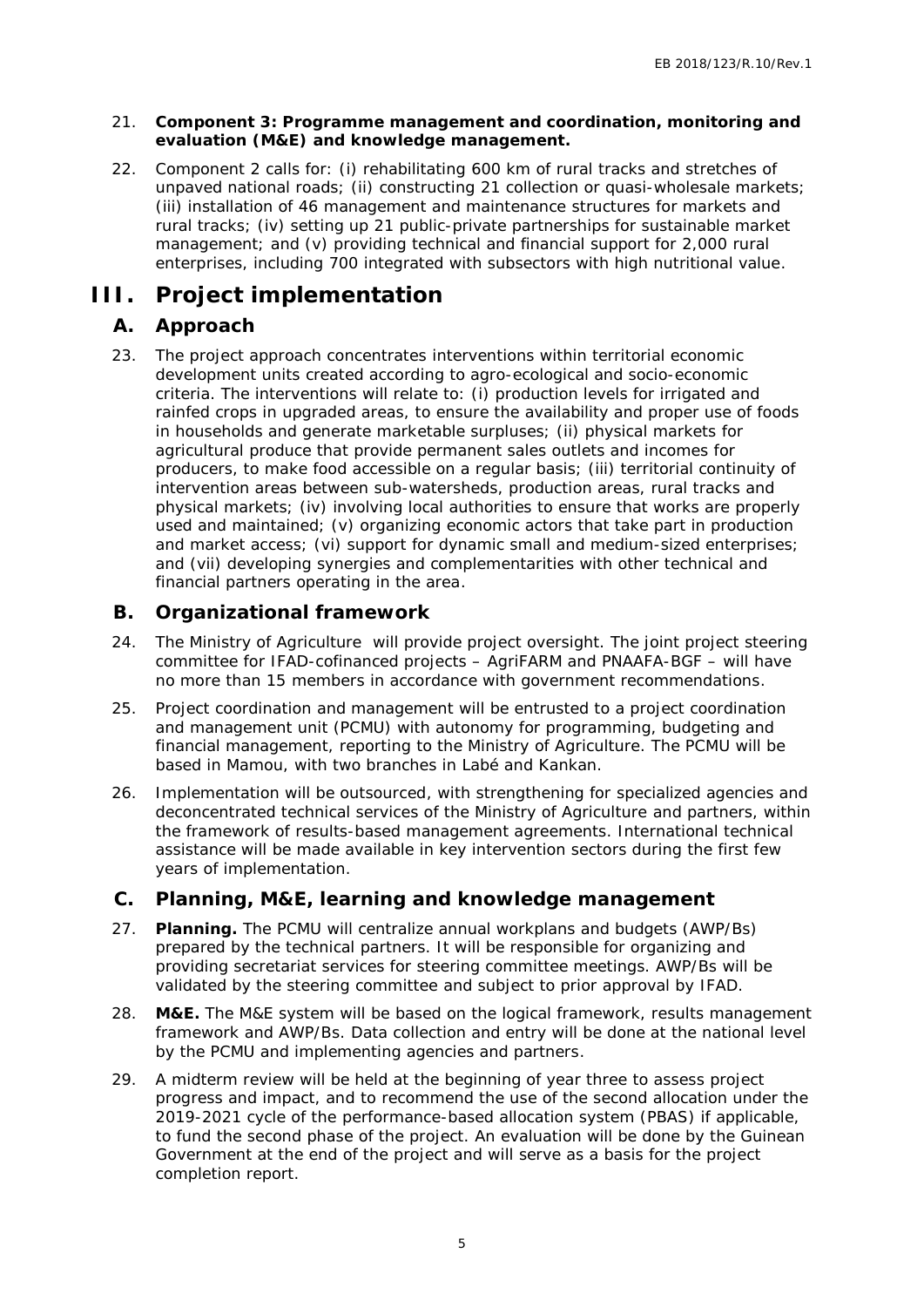21. **Component 3: Programme management and coordination, monitoring and evaluation (M&E) and knowledge management.**

22. Component 2 calls for: (i) rehabilitating 600 km of rural tracks and stretches of unpaved national roads; (ii) constructing 21 collection or quasi-wholesale markets; (iii) installation of 46 management and maintenance structures for markets and rural tracks; (iv) setting up 21 public-private partnerships for sustainable market management; and (v) providing technical and financial support for 2,000 rural enterprises, including 700 integrated with subsectors with high nutritional value.

# III. Project implementation

## A. Approach

23. The project approach concentrates interventions within territorial economic development units created according to agro-ecological and socio-economic criteria. The interventions will relate to: (i) production levels for irrigated and rainfed crops in upgraded areas, to ensure the availability and proper use of foods in households and generate marketable surpluses; (ii) physical markets for agricultural produce that provide permanent sales outlets and incomes for producers, to make food accessible on a regular basis; (iii) territorial continuity of intervention areas between sub-watersheds, production areas, rural tracks and physical markets; (iv) involving local authorities to ensure that works are properly used and maintained; (v) organizing economic actors that take part in production and market access; (vi) support for dynamic small and medium-sized enterprises; and (vii) developing synergies and complementarities with other technical and financial partners operating in the area.

## B. Organizational framework

24. The Ministry of Agriculture will provide project oversight. The joint project steering committee for IFAD-cofinanced projects – AgriFARM and PNAAFA-BGF – will have no more than 15 members in accordance with government recommendations.

25. Project coordination and management will be entrusted to a project coordination and management unit (PCMU) with autonomy for programming, budgeting and financial management, reporting to the Ministry of Agriculture. The PCMU will be based in Mamou, with two branches in Labé and Kankan.

26. Implementation will be outsourced, with strengthening for specialized agencies and deconcentrated technical services of the Ministry of Agriculture and partners, within the framework of results-based management agreements. International technical assistance will be made available in key intervention sectors during the first few years of implementation.

## C. Planning, M&E, learning and knowledge management

27. **Planning.** The PCMU will centralize annual workplans and budgets (AWP/Bs) prepared by the technical partners. It will be responsible for organizing and providing secretariat services for steering committee meetings. AWP/Bs will be validated by the steering committee and subject to prior approval by IFAD.

28. **M&E.** The M&E system will be based on the logical framework, results management framework and AWP/Bs. Data collection and entry will be done at the national level by the PCMU and implementing agencies and partners.

29. A midterm review will be held at the beginning of year three to assess project progress and impact, and to recommend the use of the second allocation under the 2019-2021 cycle of the performance-based allocation system (PBAS) if applicable, to fund the second phase of the project. An evaluation will be done by the Guinean Government at the end of the project and will serve as a basis for the project completion report.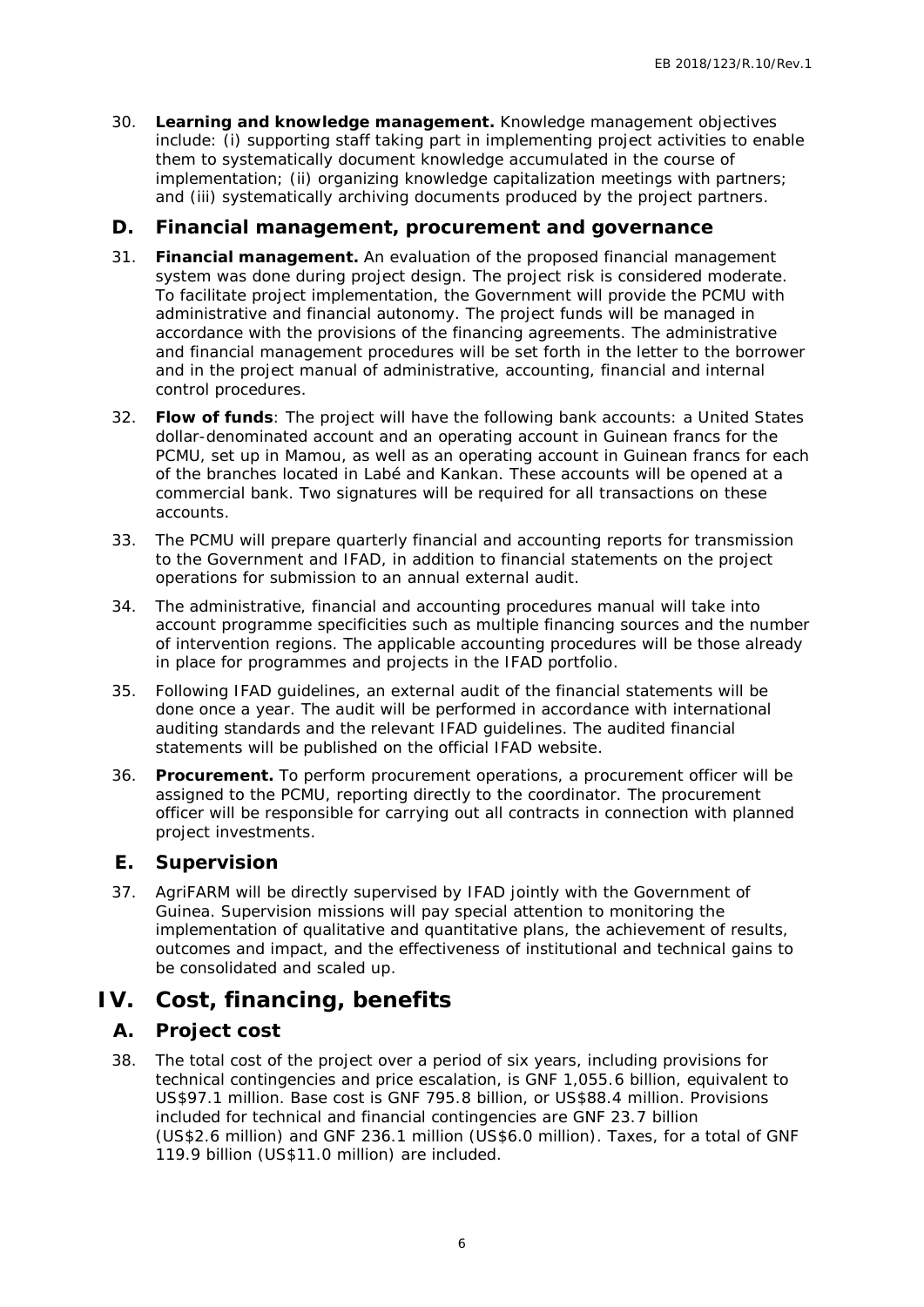30. **Learning and knowledge management.** Knowledge management objectives include: (i) supporting staff taking part in implementing project activities to enable them to systematically document knowledge accumulated in the course of implementation; (ii) organizing knowledge capitalization meetings with partners; and (iii) systematically archiving documents produced by the project partners.

## D. Financial management, procurement and governance

31. **Financial management.** An evaluation of the proposed financial management system was done during project design. The project risk is considered moderate. To facilitate project implementation, the Government will provide the PCMU with administrative and financial autonomy. The project funds will be managed in accordance with the provisions of the financing agreements. The administrative and financial management procedures will be set forth in the letter to the borrower and in the project manual of administrative, accounting, financial and internal control procedures.

32. **Flow of funds**: The project will have the following bank accounts: a United States dollar-denominated account and an operating account in Guinean francs for the PCMU, set up in Mamou, as well as an operating account in Guinean francs for each of the branches located in Labé and Kankan. These accounts will be opened at a commercial bank. Two signatures will be required for all transactions on these accounts.

33. The PCMU will prepare quarterly financial and accounting reports for transmission to the Government and IFAD, in addition to financial statements on the project operations for submission to an annual external audit.

34. The administrative, financial and accounting procedures manual will take into account programme specificities such as multiple financing sources and the number of intervention regions. The applicable accounting procedures will be those already in place for programmes and projects in the IFAD portfolio.

35. Following IFAD guidelines, an external audit of the financial statements will be done once a year. The audit will be performed in accordance with international auditing standards and the relevant IFAD guidelines. The audited financial statements will be published on the official IFAD website.

36. **Procurement.** To perform procurement operations, a procurement officer will be assigned to the PCMU, reporting directly to the coordinator. The procurement officer will be responsible for carrying out all contracts in connection with planned project investments.

## E. Supervision

37. AgriFARM will be directly supervised by IFAD jointly with the Government of Guinea. Supervision missions will pay special attention to monitoring the implementation of qualitative and quantitative plans, the achievement of results, outcomes and impact, and the effectiveness of institutional and technical gains to be consolidated and scaled up.

# IV. Cost, financing, benefits

## A. Project cost

38. The total cost of the project over a period of six years, including provisions for technical contingencies and price escalation, is GNF 1,055.6 billion, equivalent to US$97.1 million. Base cost is GNF 795.8 billion, or US$88.4 million. Provisions included for technical and financial contingencies are GNF 23.7 billion (US$2.6 million) and GNF 236.1 million (US$6.0 million). Taxes, for a total of GNF 119.9 billion (US$11.0 million) are included.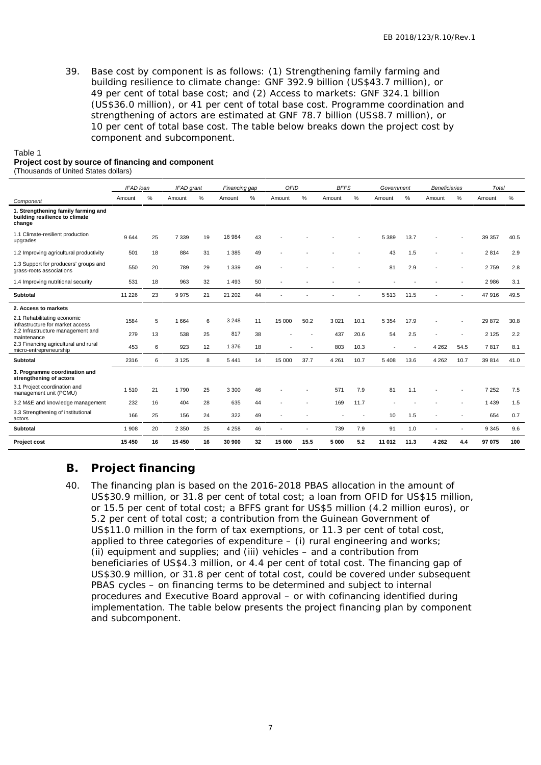39. Base cost by component is as follows: (1) Strengthening family farming and building resilience to climate change: GNF 392.9 billion (US$43.7 million), or 49 per cent of total base cost; and (2) Access to markets: GNF 324.1 billion (US$36.0 million), or 41 per cent of total base cost. Programme coordination and strengthening of actors are estimated at GNF 78.7 billion (US$8.7 million), or 10 per cent of total base cost. The table below breaks down the project cost by component and subcomponent.

Table 1
**Project cost by source of financing and component**
(Thousands of United States dollars)

| | *IFAD loan* | | *IFAD grant* | | *Financing gap* | | *OFID* | | *BFFS* | | *Government* | | *Beneficiaries* | | *Total* | |
|---|---|---|---|---|---|---|---|---|---|---|---|---|---|---|---|---|
| *Component* | Amount | % | Amount | % | Amount | % | Amount | % | Amount | % | Amount | % | Amount | % | Amount | % |
| **1. Strengthening family farming and building resilience to climate change** | | | | | | | | | | | | | | | | |
| 1.1 Climate-resilient production upgrades | 9 644 | 25 | 7 339 | 19 | 16 984 | 43 | - | - | - | - | 5 389 | 13.7 | - | - | 39 357 | 40.5 |
| 1.2 Improving agricultural productivity | 501 | 18 | 884 | 31 | 1 385 | 49 | - | - | - | - | 43 | 1.5 | - | - | 2 814 | 2.9 |
| 1.3 Support for producers' groups and grass-roots associations | 550 | 20 | 789 | 29 | 1 339 | 49 | - | - | - | - | 81 | 2.9 | - | - | 2 759 | 2.8 |
| 1.4 Improving nutritional security | 531 | 18 | 963 | 32 | 1 493 | 50 | - | - | - | - | - | - | - | - | 2 986 | 3.1 |
| **Subtotal** | 11 226 | 23 | 9 975 | 21 | 21 202 | 44 | - | - | - | - | 5 513 | 11.5 | - | - | 47 916 | 49.5 |
| **2. Access to markets** | | | | | | | | | | | | | | | | |
| 2.1 Rehabilitating economic infrastructure for market access | 1584 | 5 | 1 664 | 6 | 3 248 | 11 | 15 000 | 50.2 | 3 021 | 10.1 | 5 354 | 17.9 | - | - | 29 872 | 30.8 |
| 2.2 Infrastructure management and maintenance | 279 | 13 | 538 | 25 | 817 | 38 | - | - | 437 | 20.6 | 54 | 2.5 | - | - | 2 125 | 2.2 |
| 2.3 Financing agricultural and rural micro-entrepreneurship | 453 | 6 | 923 | 12 | 1 376 | 18 | - | - | 803 | 10.3 | - | - | 4 262 | 54.5 | 7 817 | 8.1 |
| **Subtotal** | 2316 | 6 | 3 125 | 8 | 5 441 | 14 | 15 000 | 37.7 | 4 261 | 10.7 | 5 408 | 13.6 | 4 262 | 10.7 | 39 814 | 41.0 |
| **3. Programme coordination and strengthening of actors** | | | | | | | | | | | | | | | | |
| 3.1 Project coordination and management unit (PCMU) | 1 510 | 21 | 1 790 | 25 | 3 300 | 46 | - | - | 571 | 7.9 | 81 | 1.1 | - | - | 7 252 | 7.5 |
| 3.2 M&E and knowledge management | 232 | 16 | 404 | 28 | 635 | 44 | - | - | 169 | 11.7 | - | - | - | - | 1 439 | 1.5 |
| 3.3 Strengthening of institutional actors | 166 | 25 | 156 | 24 | 322 | 49 | - | - | - | - | 10 | 1.5 | - | - | 654 | 0.7 |
| **Subtotal** | 1 908 | 20 | 2 350 | 25 | 4 258 | 46 | - | - | 739 | 7.9 | 91 | 1.0 | - | - | 9 345 | 9.6 |
| **Project cost** | **15 450** | **16** | **15 450** | **16** | **30 900** | **32** | **15 000** | **15.5** | **5 000** | **5.2** | **11 012** | **11.3** | **4 262** | **4.4** | **97 075** | **100** |

## B. Project financing

40. The financing plan is based on the 2016-2018 PBAS allocation in the amount of US$30.9 million, or 31.8 per cent of total cost; a loan from OFID for US$15 million, or 15.5 per cent of total cost; a BFFS grant for US$5 million (4.2 million euros), or 5.2 per cent of total cost; a contribution from the Guinean Government of US$11.0 million in the form of tax exemptions, or 11.3 per cent of total cost, applied to three categories of expenditure – (i) rural engineering and works; (ii) equipment and supplies; and (iii) vehicles – and a contribution from beneficiaries of US$4.3 million, or 4.4 per cent of total cost. The financing gap of US$30.9 million, or 31.8 per cent of total cost, could be covered under subsequent PBAS cycles – on financing terms to be determined and subject to internal procedures and Executive Board approval – or with cofinancing identified during implementation. The table below presents the project financing plan by component and subcomponent.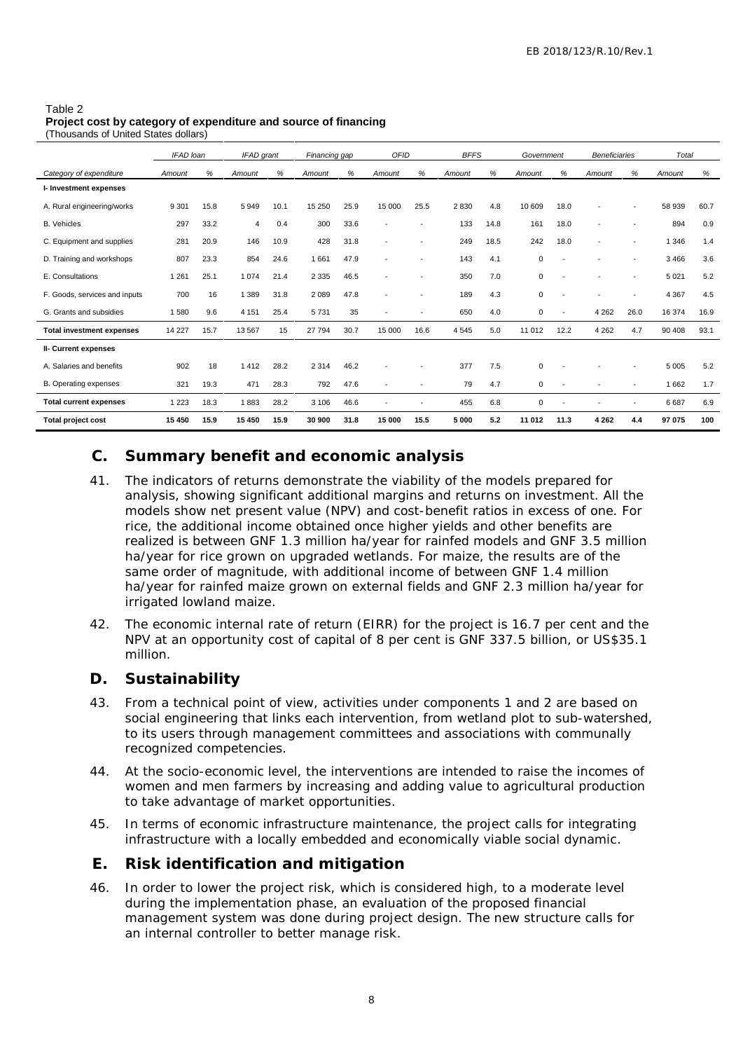Table 2
**Project cost by category of expenditure and source of financing**
(Thousands of United States dollars)

| | *IFAD loan* | | *IFAD grant* | | *Financing gap* | | *OFID* | | *BFFS* | | *Government* | | *Beneficiaries* | | *Total* | |
|---|---|---|---|---|---|---|---|---|---|---|---|---|---|---|---|---|
| *Category of expenditure* | *Amount* | *%* | *Amount* | *%* | *Amount* | *%* | *Amount* | *%* | *Amount* | *%* | *Amount* | *%* | *Amount* | *%* | *Amount* | *%* |
| **I- Investment expenses** | | | | | | | | | | | | | | | | |
| A. Rural engineering/works | 9 301 | 15.8 | 5 949 | 10.1 | 15 250 | 25.9 | 15 000 | 25.5 | 2 830 | 4.8 | 10 609 | 18.0 | - | - | 58 939 | 60.7 |
| B. Vehicles | 297 | 33.2 | 4 | 0.4 | 300 | 33.6 | - | - | 133 | 14.8 | 161 | 18.0 | - | - | 894 | 0.9 |
| C. Equipment and supplies | 281 | 20.9 | 146 | 10.9 | 428 | 31.8 | - | - | 249 | 18.5 | 242 | 18.0 | - | - | 1 346 | 1.4 |
| D. Training and workshops | 807 | 23.3 | 854 | 24.6 | 1 661 | 47.9 | - | - | 143 | 4.1 | 0 | - | - | - | 3 466 | 3.6 |
| E. Consultations | 1 261 | 25.1 | 1 074 | 21.4 | 2 335 | 46.5 | - | - | 350 | 7.0 | 0 | - | - | - | 5 021 | 5.2 |
| F. Goods, services and inputs | 700 | 16 | 1 389 | 31.8 | 2 089 | 47.8 | - | - | 189 | 4.3 | 0 | - | - | - | 4 367 | 4.5 |
| G. Grants and subsidies | 1 580 | 9.6 | 4 151 | 25.4 | 5 731 | 35 | - | - | 650 | 4.0 | 0 | - | 4 262 | 26.0 | 16 374 | 16.9 |
| **Total investment expenses** | 14 227 | 15.7 | 13 567 | 15 | 27 794 | 30.7 | 15 000 | 16.6 | 4 545 | 5.0 | 11 012 | 12.2 | 4 262 | 4.7 | 90 408 | 93.1 |
| **II- Current expenses** | | | | | | | | | | | | | | | | |
| A. Salaries and benefits | 902 | 18 | 1 412 | 28.2 | 2 314 | 46.2 | - | - | 377 | 7.5 | 0 | - | - | - | 5 005 | 5.2 |
| B. Operating expenses | 321 | 19.3 | 471 | 28.3 | 792 | 47.6 | - | - | 79 | 4.7 | 0 | - | - | - | 1 662 | 1.7 |
| **Total current expenses** | 1 223 | 18.3 | 1 883 | 28.2 | 3 106 | 46.6 | - | - | 455 | 6.8 | 0 | - | - | - | 6 687 | 6.9 |
| **Total project cost** | **15 450** | **15.9** | **15 450** | **15.9** | **30 900** | **31.8** | **15 000** | **15.5** | **5 000** | **5.2** | **11 012** | **11.3** | **4 262** | **4.4** | **97 075** | **100** |

## C. Summary benefit and economic analysis

41. The indicators of returns demonstrate the viability of the models prepared for analysis, showing significant additional margins and returns on investment. All the models show net present value (NPV) and cost-benefit ratios in excess of one. For rice, the additional income obtained once higher yields and other benefits are realized is between GNF 1.3 million ha/year for rainfed models and GNF 3.5 million ha/year for rice grown on upgraded wetlands. For maize, the results are of the same order of magnitude, with additional income of between GNF 1.4 million ha/year for rainfed maize grown on external fields and GNF 2.3 million ha/year for irrigated lowland maize.

42. The economic internal rate of return (EIRR) for the project is 16.7 per cent and the NPV at an opportunity cost of capital of 8 per cent is GNF 337.5 billion, or US$35.1 million.

## D. Sustainability

43. From a technical point of view, activities under components 1 and 2 are based on social engineering that links each intervention, from wetland plot to sub-watershed, to its users through management committees and associations with communally recognized competencies.

44. At the socio-economic level, the interventions are intended to raise the incomes of women and men farmers by increasing and adding value to agricultural production to take advantage of market opportunities.

45. In terms of economic infrastructure maintenance, the project calls for integrating infrastructure with a locally embedded and economically viable social dynamic.

## E. Risk identification and mitigation

46. In order to lower the project risk, which is considered high, to a moderate level during the implementation phase, an evaluation of the proposed financial management system was done during project design. The new structure calls for an internal controller to better manage risk.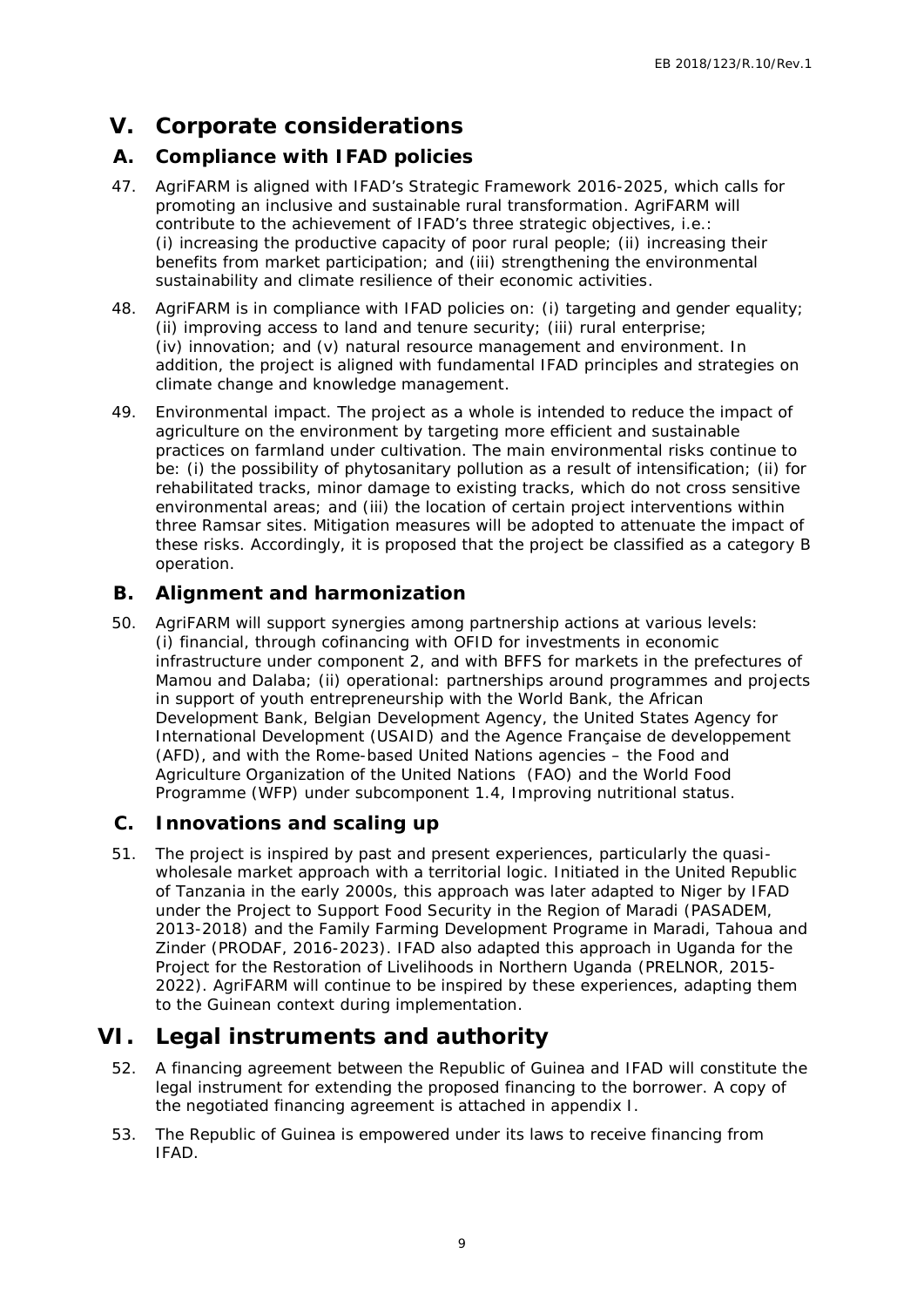# V. Corporate considerations

## A. Compliance with IFAD policies

47. AgriFARM is aligned with IFAD's Strategic Framework 2016-2025, which calls for promoting an inclusive and sustainable rural transformation. AgriFARM will contribute to the achievement of IFAD's three strategic objectives, i.e.: (i) increasing the productive capacity of poor rural people; (ii) increasing their benefits from market participation; and (iii) strengthening the environmental sustainability and climate resilience of their economic activities.

48. AgriFARM is in compliance with IFAD policies on: (i) targeting and gender equality; (ii) improving access to land and tenure security; (iii) rural enterprise; (iv) innovation; and (v) natural resource management and environment. In addition, the project is aligned with fundamental IFAD principles and strategies on climate change and knowledge management.

49. Environmental impact. The project as a whole is intended to reduce the impact of agriculture on the environment by targeting more efficient and sustainable practices on farmland under cultivation. The main environmental risks continue to be: (i) the possibility of phytosanitary pollution as a result of intensification; (ii) for rehabilitated tracks, minor damage to existing tracks, which do not cross sensitive environmental areas; and (iii) the location of certain project interventions within three Ramsar sites. Mitigation measures will be adopted to attenuate the impact of these risks. Accordingly, it is proposed that the project be classified as a category B operation.

## B. Alignment and harmonization

50. AgriFARM will support synergies among partnership actions at various levels: (i) financial, through cofinancing with OFID for investments in economic infrastructure under component 2, and with BFFS for markets in the prefectures of Mamou and Dalaba; (ii) operational: partnerships around programmes and projects in support of youth entrepreneurship with the World Bank, the African Development Bank, Belgian Development Agency, the United States Agency for International Development (USAID) and the Agence Française de developpement (AFD), and with the Rome-based United Nations agencies – the Food and Agriculture Organization of the United Nations (FAO) and the World Food Programme (WFP) under subcomponent 1.4, Improving nutritional status.

## C. Innovations and scaling up

51. The project is inspired by past and present experiences, particularly the quasi-wholesale market approach with a territorial logic. Initiated in the United Republic of Tanzania in the early 2000s, this approach was later adapted to Niger by IFAD under the Project to Support Food Security in the Region of Maradi (PASADEM, 2013-2018) and the Family Farming Development Programe in Maradi, Tahoua and Zinder (PRODAF, 2016-2023). IFAD also adapted this approach in Uganda for the Project for the Restoration of Livelihoods in Northern Uganda (PRELNOR, 2015-2022). AgriFARM will continue to be inspired by these experiences, adapting them to the Guinean context during implementation.

# VI. Legal instruments and authority

52. A financing agreement between the Republic of Guinea and IFAD will constitute the legal instrument for extending the proposed financing to the borrower. A copy of the negotiated financing agreement is attached in appendix I.

53. The Republic of Guinea is empowered under its laws to receive financing from IFAD.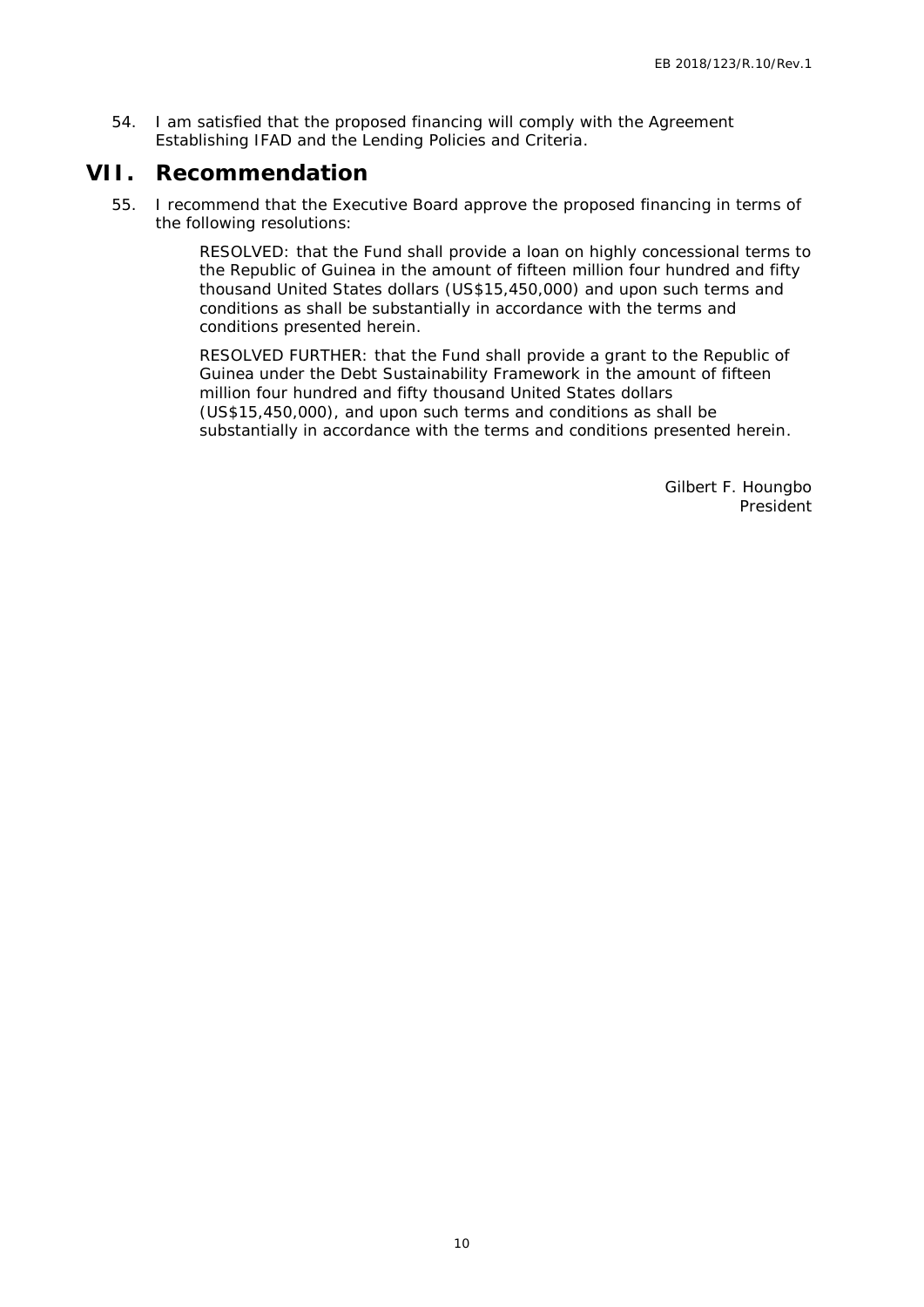54. I am satisfied that the proposed financing will comply with the Agreement Establishing IFAD and the Lending Policies and Criteria.

# VII. Recommendation

55. I recommend that the Executive Board approve the proposed financing in terms of the following resolutions:

> RESOLVED: that the Fund shall provide a loan on highly concessional terms to the Republic of Guinea in the amount of fifteen million four hundred and fifty thousand United States dollars (US$15,450,000) and upon such terms and conditions as shall be substantially in accordance with the terms and conditions presented herein.
>
> RESOLVED FURTHER: that the Fund shall provide a grant to the Republic of Guinea under the Debt Sustainability Framework in the amount of fifteen million four hundred and fifty thousand United States dollars (US$15,450,000), and upon such terms and conditions as shall be substantially in accordance with the terms and conditions presented herein.

Gilbert F. Houngbo
President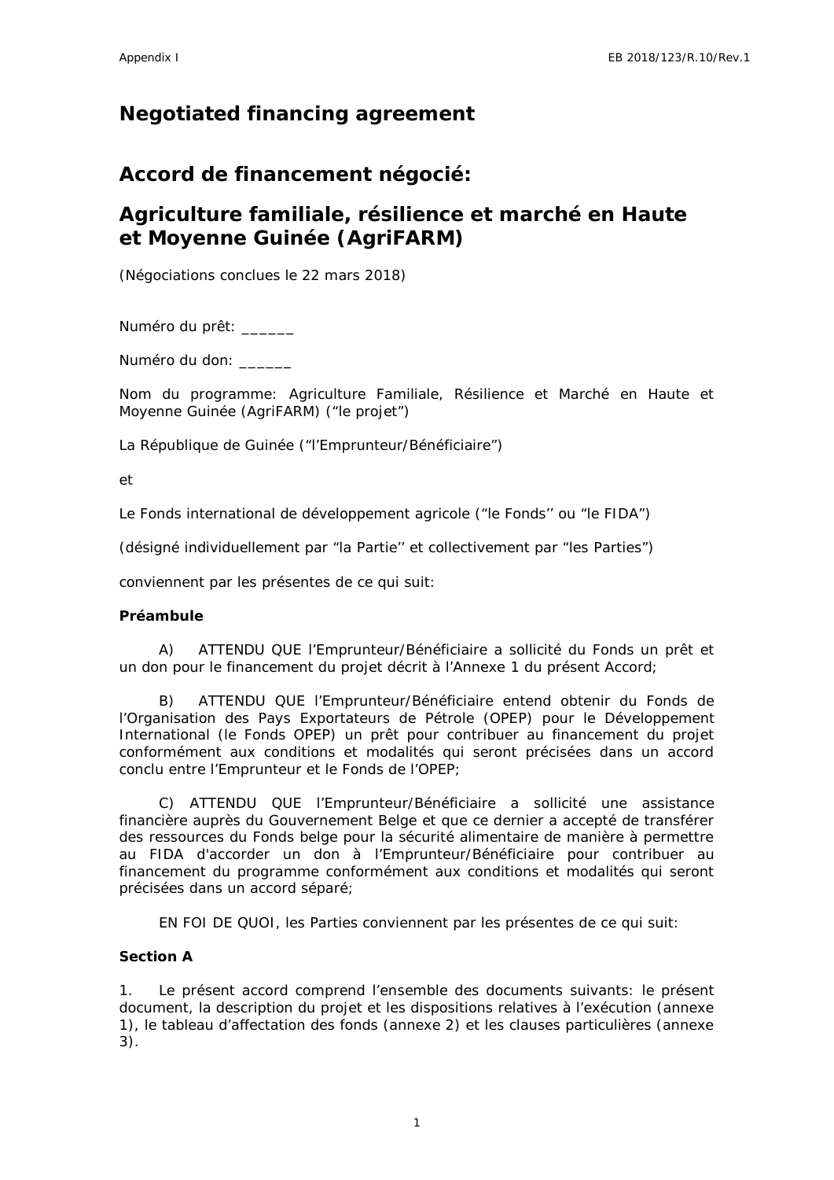# Negotiated financing agreement

## Accord de financement négocié:

## Agriculture familiale, résilience et marché en Haute et Moyenne Guinée (AgriFARM)

(Négociations conclues le 22 mars 2018)

Numéro du prêt: ______

Numéro du don: ______

Nom du programme: Agriculture Familiale, Résilience et Marché en Haute et Moyenne Guinée (AgriFARM) (“le projet”)

La République de Guinée (“l’Emprunteur/Bénéficiaire”)

et

Le Fonds international de développement agricole (“le Fonds’’ ou “le FIDA”)

(désigné individuellement par “la Partie’’ et collectivement par “les Parties”)

conviennent par les présentes de ce qui suit:

**Préambule**

A) ATTENDU QUE l’Emprunteur/Bénéficiaire a sollicité du Fonds un prêt et un don pour le financement du projet décrit à l’Annexe 1 du présent Accord;

B) ATTENDU QUE l’Emprunteur/Bénéficiaire entend obtenir du Fonds de l’Organisation des Pays Exportateurs de Pétrole (OPEP) pour le Développement International (le Fonds OPEP) un prêt pour contribuer au financement du projet conformément aux conditions et modalités qui seront précisées dans un accord conclu entre l’Emprunteur et le Fonds de l’OPEP;

C) ATTENDU QUE l’Emprunteur/Bénéficiaire a sollicité une assistance financière auprès du Gouvernement Belge et que ce dernier a accepté de transférer des ressources du Fonds belge pour la sécurité alimentaire de manière à permettre au FIDA d'accorder un don à l’Emprunteur/Bénéficiaire pour contribuer au financement du programme conformément aux conditions et modalités qui seront précisées dans un accord séparé;

EN FOI DE QUOI, les Parties conviennent par les présentes de ce qui suit:

**Section A**

1. Le présent accord comprend l’ensemble des documents suivants: le présent document, la description du projet et les dispositions relatives à l’exécution (annexe 1), le tableau d’affectation des fonds (annexe 2) et les clauses particulières (annexe 3).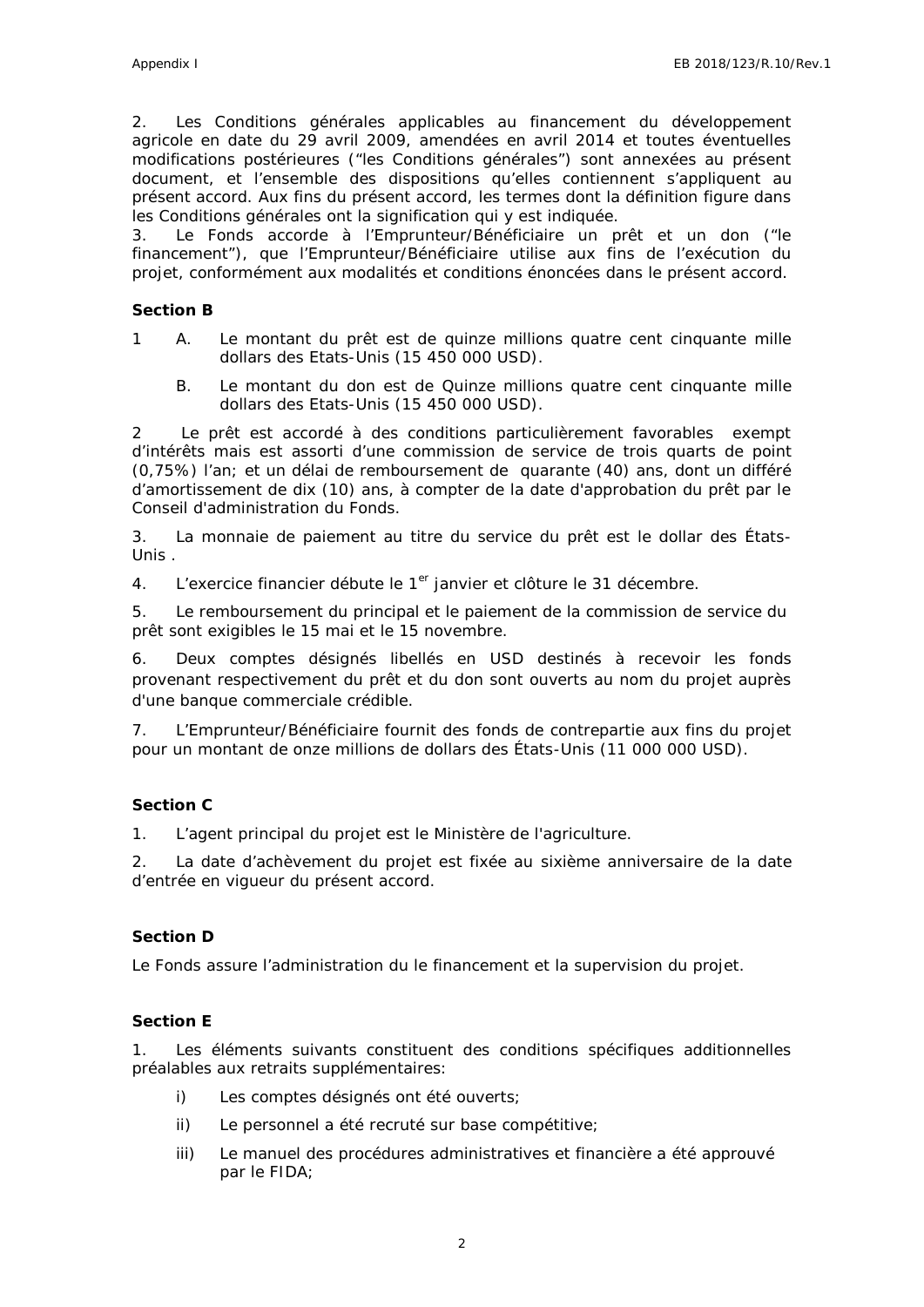2. Les Conditions générales applicables au financement du développement agricole en date du 29 avril 2009, amendées en avril 2014 et toutes éventuelles modifications postérieures (“les Conditions générales”) sont annexées au présent document, et l’ensemble des dispositions qu’elles contiennent s’appliquent au présent accord. Aux fins du présent accord, les termes dont la définition figure dans les Conditions générales ont la signification qui y est indiquée.

3. Le Fonds accorde à l’Emprunteur/Bénéficiaire un prêt et un don (“le financement”), que l’Emprunteur/Bénéficiaire utilise aux fins de l’exécution du projet, conformément aux modalités et conditions énoncées dans le présent accord.

**Section B**

1 A. Le montant du prêt est de quinze millions quatre cent cinquante mille dollars des Etats-Unis (15 450 000 USD).

B. Le montant du don est de Quinze millions quatre cent cinquante mille dollars des Etats-Unis (15 450 000 USD).

2 Le prêt est accordé à des conditions particulièrement favorables exempt d’intérêts mais est assorti d’une commission de service de trois quarts de point (0,75%) l’an; et un délai de remboursement de quarante (40) ans, dont un différé d’amortissement de dix (10) ans, à compter de la date d'approbation du prêt par le Conseil d'administration du Fonds.

3. La monnaie de paiement au titre du service du prêt est le dollar des États-Unis .

4. L’exercice financier débute le 1er janvier et clôture le 31 décembre.

5. Le remboursement du principal et le paiement de la commission de service du prêt sont exigibles le 15 mai et le 15 novembre.

6. Deux comptes désignés libellés en USD destinés à recevoir les fonds provenant respectivement du prêt et du don sont ouverts au nom du projet auprès d'une banque commerciale crédible.

7. L’Emprunteur/Bénéficiaire fournit des fonds de contrepartie aux fins du projet pour un montant de onze millions de dollars des États-Unis (11 000 000 USD).

**Section C**

1. L’agent principal du projet est le Ministère de l'agriculture.

2. La date d’achèvement du projet est fixée au sixième anniversaire de la date d’entrée en vigueur du présent accord.

**Section D**

Le Fonds assure l’administration du le financement et la supervision du projet.

**Section E**

1. Les éléments suivants constituent des conditions spécifiques additionnelles préalables aux retraits supplémentaires:

i) Les comptes désignés ont été ouverts;

ii) Le personnel a été recruté sur base compétitive;

iii) Le manuel des procédures administratives et financière a été approuvé par le FIDA;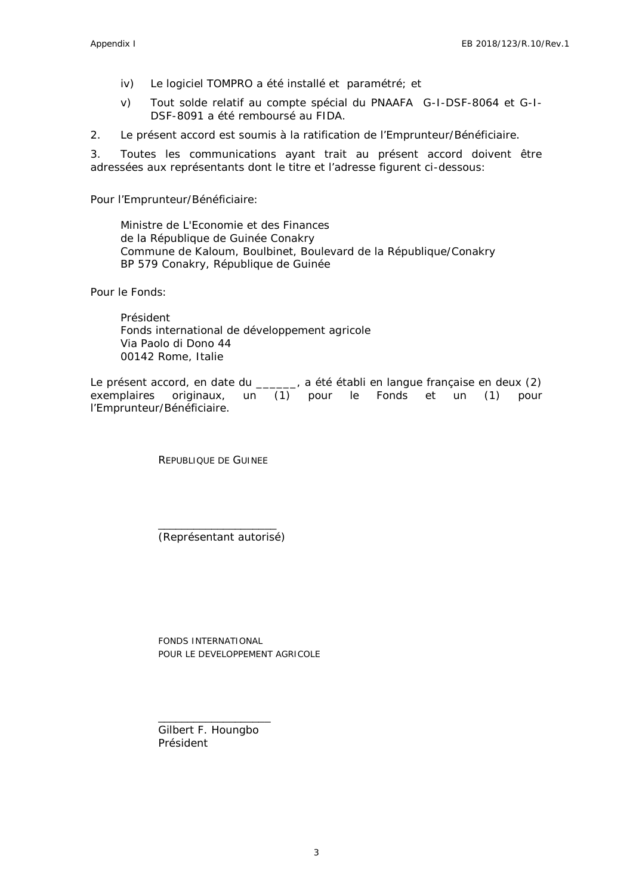iv) Le logiciel TOMPRO a été installé et paramétré; et

v) Tout solde relatif au compte spécial du PNAAFA G-I-DSF-8064 et G-I-DSF-8091 a été remboursé au FIDA.

2. Le présent accord est soumis à la ratification de l'Emprunteur/Bénéficiaire.

3. Toutes les communications ayant trait au présent accord doivent être adressées aux représentants dont le titre et l'adresse figurent ci-dessous:

Pour l'Emprunteur/Bénéficiaire:

Ministre de L'Economie et des Finances
de la République de Guinée Conakry
Commune de Kaloum, Boulbinet, Boulevard de la République/Conakry
BP 579 Conakry, République de Guinée

Pour le Fonds:

Président
Fonds international de développement agricole
Via Paolo di Dono 44
00142 Rome, Italie

Le présent accord, en date du ______, a été établi en langue française en deux (2) exemplaires originaux, un (1) pour le Fonds et un (1) pour l'Emprunteur/Bénéficiaire.

REPUBLIQUE DE GUINEE

____________________
(Représentant autorisé)

FONDS INTERNATIONAL
POUR LE DEVELOPPEMENT AGRICOLE

____________________
Gilbert F. Houngbo
Président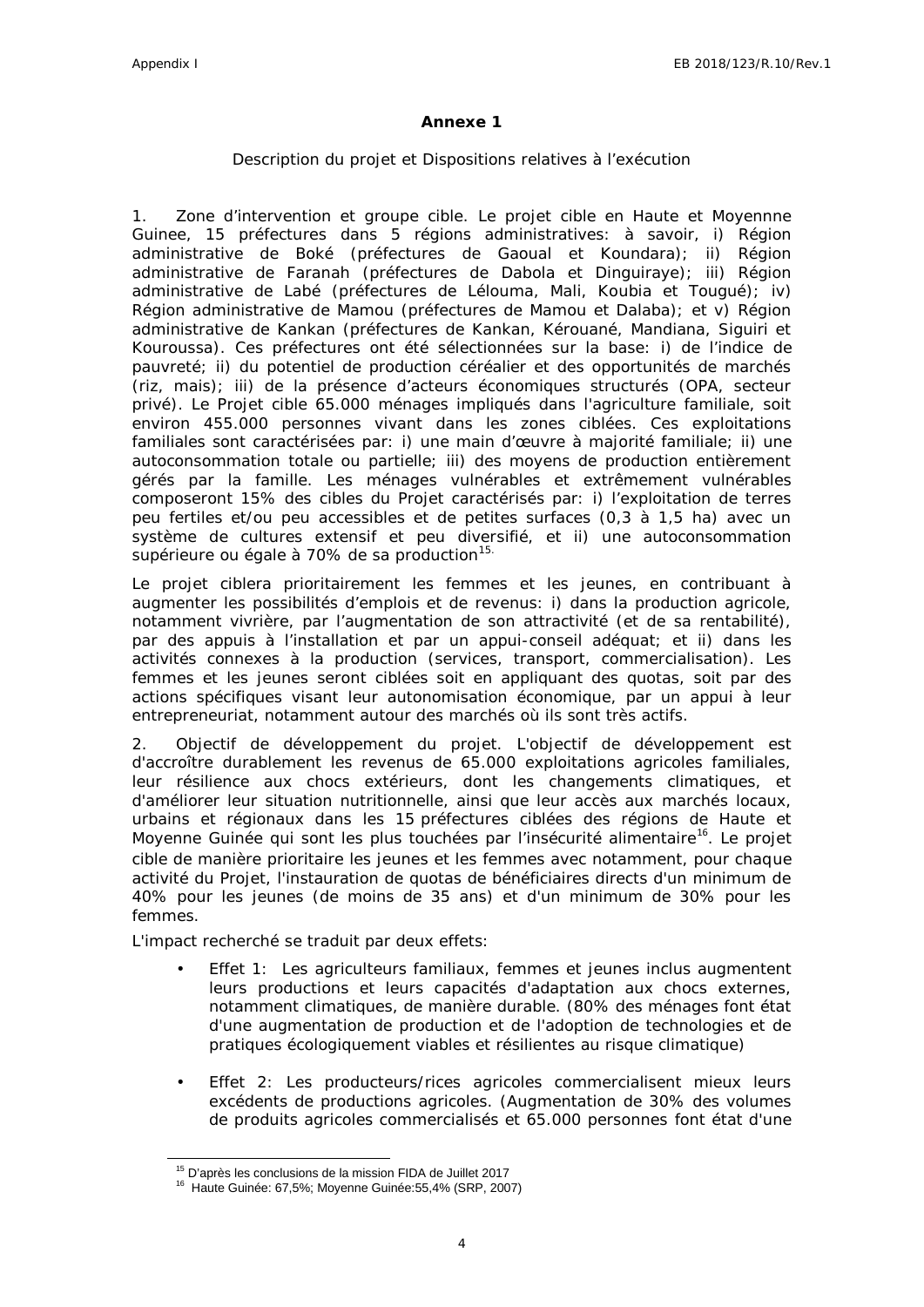# Annexe 1

## Description du projet et Dispositions relatives à l'exécution

1. *Zone d'intervention et groupe cible.* Le projet cible en Haute et Moyennne Guinee, 15 préfectures dans 5 régions administratives: à savoir, i) Région administrative de Boké (préfectures de Gaoual et Koundara); ii) Région administrative de Faranah (préfectures de Dabola et Dinguiraye); iii) Région administrative de Labé (préfectures de Lélouma, Mali, Koubia et Tougué); iv) Région administrative de Mamou (préfectures de Mamou et Dalaba); et v) Région administrative de Kankan (préfectures de Kankan, Kérouané, Mandiana, Siguiri et Kouroussa). Ces préfectures ont été sélectionnées sur la base: i) de l'indice de pauvreté; ii) du potentiel de production céréalier et des opportunités de marchés (riz, mais); iii) de la présence d'acteurs économiques structurés (OPA, secteur privé). Le Projet cible 65.000 ménages impliqués dans l'agriculture familiale, soit environ 455.000 personnes vivant dans les zones ciblées. Ces exploitations familiales sont caractérisées par: i) une main d'œuvre à majorité familiale; ii) une autoconsommation totale ou partielle; iii) des moyens de production entièrement gérés par la famille. Les ménages vulnérables et extrêmement vulnérables composeront 15% des cibles du Projet caractérisés par: i) l'exploitation de terres peu fertiles et/ou peu accessibles et de petites surfaces (0,3 à 1,5 ha) avec un système de cultures extensif et peu diversifié, et ii) une autoconsommation supérieure ou égale à 70% de sa production[15].

Le projet ciblera prioritairement les femmes et les jeunes, en contribuant à augmenter les possibilités d'emplois et de revenus: i) dans la production agricole, notamment vivrière, par l'augmentation de son attractivité (et de sa rentabilité), par des appuis à l'installation et par un appui-conseil adéquat; et ii) dans les activités connexes à la production (services, transport, commercialisation). Les femmes et les jeunes seront ciblées soit en appliquant des quotas, soit par des actions spécifiques visant leur autonomisation économique, par un appui à leur entrepreneuriat, notamment autour des marchés où ils sont très actifs.

2. *Objectif de développement du projet.* L'objectif de développement est d'accroître durablement les revenus de 65.000 exploitations agricoles familiales, leur résilience aux chocs extérieurs, dont les changements climatiques, et d'améliorer leur situation nutritionnelle, ainsi que leur accès aux marchés locaux, urbains et régionaux dans les 15 préfectures ciblées des régions de Haute et Moyenne Guinée qui sont les plus touchées par l'insécurité alimentaire[16]. Le projet cible de manière prioritaire les jeunes et les femmes avec notamment, pour chaque activité du Projet, l'instauration de quotas de bénéficiaires directs d'un minimum de 40% pour les jeunes (de moins de 35 ans) et d'un minimum de 30% pour les femmes.

L'impact recherché se traduit par deux effets:

- Effet 1: Les agriculteurs familiaux, femmes et jeunes inclus augmentent leurs productions et leurs capacités d'adaptation aux chocs externes, notamment climatiques, de manière durable. (80% des ménages font état d'une augmentation de production et de l'adoption de technologies et de pratiques écologiquement viables et résilientes au risque climatique)

- Effet 2: Les producteurs/rices agricoles commercialisent mieux leurs excédents de productions agricoles. (Augmentation de 30% des volumes de produits agricoles commercialisés et 65.000 personnes font état d'une

[15] D'après les conclusions de la mission FIDA de Juillet 2017

[16] Haute Guinée: 67,5%; Moyenne Guinée:55,4% (SRP, 2007)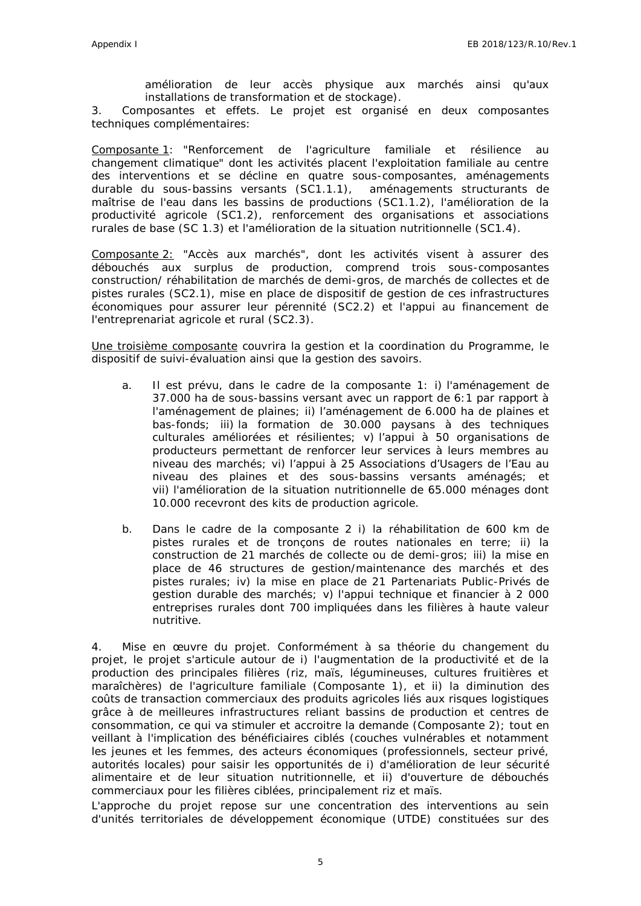amélioration de leur accès physique aux marchés ainsi qu'aux installations de transformation et de stockage).

3. Composantes et effets. Le projet est organisé en deux composantes techniques complémentaires:

Composante 1: "Renforcement de l'agriculture familiale et résilience au changement climatique" dont les activités placent l'exploitation familiale au centre des interventions et se décline en quatre sous-composantes, aménagements durable du sous-bassins versants (SC1.1.1), aménagements structurants de maîtrise de l'eau dans les bassins de productions (SC1.1.2), l'amélioration de la productivité agricole (SC1.2), renforcement des organisations et associations rurales de base (SC 1.3) et l'amélioration de la situation nutritionnelle (SC1.4).

Composante 2: "Accès aux marchés", dont les activités visent à assurer des débouchés aux surplus de production, comprend trois sous-composantes construction/ réhabilitation de marchés de demi-gros, de marchés de collectes et de pistes rurales (SC2.1), mise en place de dispositif de gestion de ces infrastructures économiques pour assurer leur pérennité (SC2.2) et l'appui au financement de l'entreprenariat agricole et rural (SC2.3).

Une troisième composante couvrira la gestion et la coordination du Programme, le dispositif de suivi-évaluation ainsi que la gestion des savoirs.

a. Il est prévu, dans le cadre de la composante 1: i) l'aménagement de 37.000 ha de sous-bassins versant avec un rapport de 6:1 par rapport à l'aménagement de plaines; ii) l'aménagement de 6.000 ha de plaines et bas-fonds; iii) la formation de 30.000 paysans à des techniques culturales améliorées et résilientes; v) l'appui à 50 organisations de producteurs permettant de renforcer leur services à leurs membres au niveau des marchés; vi) l'appui à 25 Associations d'Usagers de l'Eau au niveau des plaines et des sous-bassins versants aménagés; et vii) l'amélioration de la situation nutritionnelle de 65.000 ménages dont 10.000 recevront des kits de production agricole.

b. Dans le cadre de la composante 2 i) la réhabilitation de 600 km de pistes rurales et de tronçons de routes nationales en terre; ii) la construction de 21 marchés de collecte ou de demi-gros; iii) la mise en place de 46 structures de gestion/maintenance des marchés et des pistes rurales; iv) la mise en place de 21 Partenariats Public-Privés de gestion durable des marchés; v) l'appui technique et financier à 2 000 entreprises rurales dont 700 impliquées dans les filières à haute valeur nutritive.

4. Mise en œuvre du projet. Conformément à sa théorie du changement du projet, le projet s'articule autour de i) l'augmentation de la productivité et de la production des principales filières (riz, maïs, légumineuses, cultures fruitières et maraîchères) de l'agriculture familiale (Composante 1), et ii) la diminution des coûts de transaction commerciaux des produits agricoles liés aux risques logistiques grâce à de meilleures infrastructures reliant bassins de production et centres de consommation, ce qui va stimuler et accroitre la demande (Composante 2); tout en veillant à l'implication des bénéficiaires ciblés (couches vulnérables et notamment les jeunes et les femmes, des acteurs économiques (professionnels, secteur privé, autorités locales) pour saisir les opportunités de i) d'amélioration de leur sécurité alimentaire et de leur situation nutritionnelle, et ii) d'ouverture de débouchés commerciaux pour les filières ciblées, principalement riz et maïs.

L'approche du projet repose sur une concentration des interventions au sein d'unités territoriales de développement économique (UTDE) constituées sur des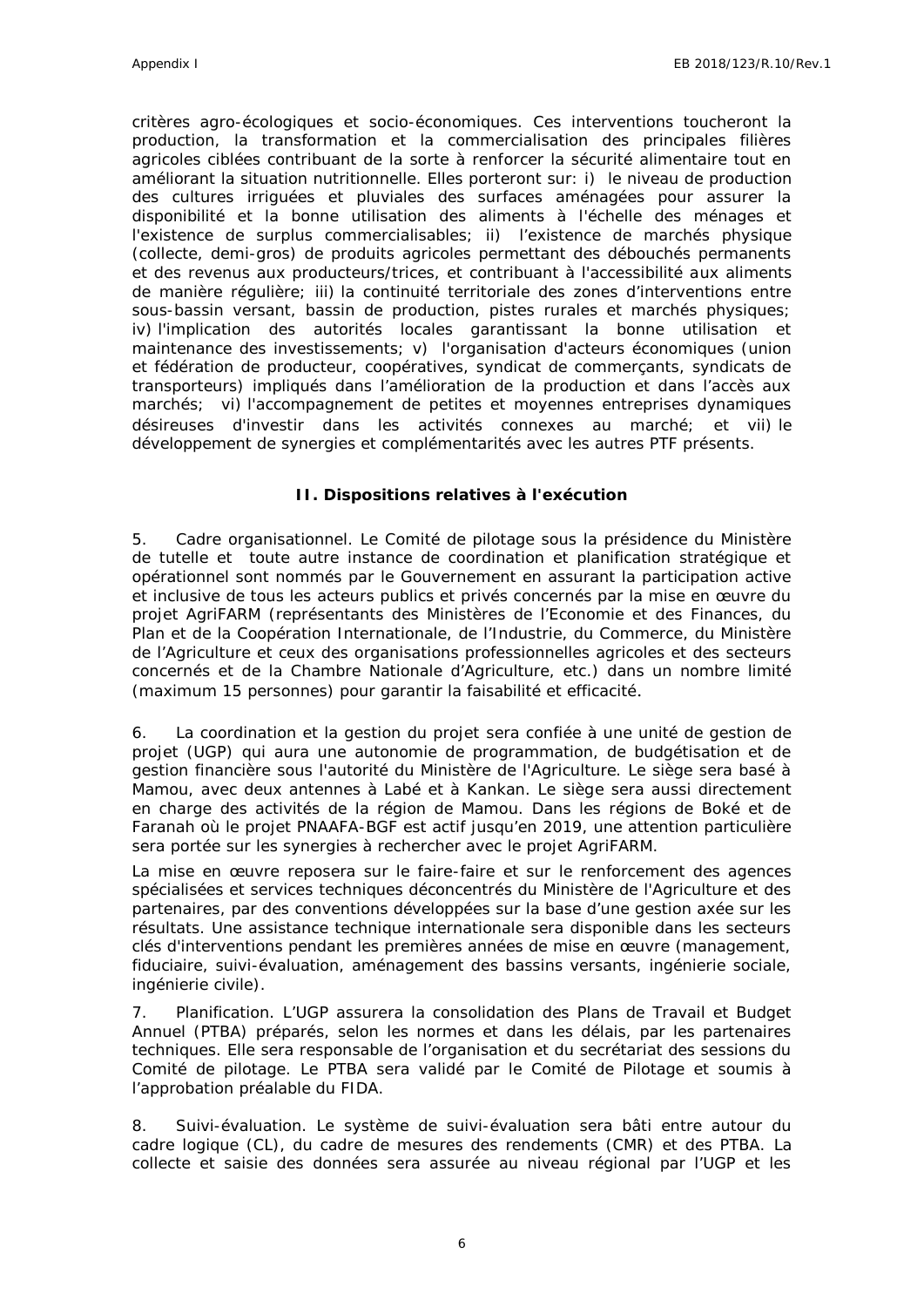critères agro-écologiques et socio-économiques. Ces interventions toucheront la production, la transformation et la commercialisation des principales filières agricoles ciblées contribuant de la sorte à renforcer la sécurité alimentaire tout en améliorant la situation nutritionnelle. Elles porteront sur: i) le niveau de production des cultures irriguées et pluviales des surfaces aménagées pour assurer la disponibilité et la bonne utilisation des aliments à l'échelle des ménages et l'existence de surplus commercialisables; ii) l'existence de marchés physique (collecte, demi-gros) de produits agricoles permettant des débouchés permanents et des revenus aux producteurs/trices, et contribuant à l'accessibilité aux aliments de manière régulière; iii) la continuité territoriale des zones d'interventions entre sous-bassin versant, bassin de production, pistes rurales et marchés physiques; iv) l'implication des autorités locales garantissant la bonne utilisation et maintenance des investissements; v) l'organisation d'acteurs économiques (union et fédération de producteur, coopératives, syndicat de commerçants, syndicats de transporteurs) impliqués dans l'amélioration de la production et dans l'accès aux marchés; vi) l'accompagnement de petites et moyennes entreprises dynamiques désireuses d'investir dans les activités connexes au marché; et vii) le développement de synergies et complémentarités avec les autres PTF présents.

## II. Dispositions relatives à l'exécution

5. Cadre organisationnel. Le Comité de pilotage sous la présidence du Ministère de tutelle et toute autre instance de coordination et planification stratégique et opérationnel sont nommés par le Gouvernement en assurant la participation active et inclusive de tous les acteurs publics et privés concernés par la mise en œuvre du projet AgriFARM (représentants des Ministères de l'Economie et des Finances, du Plan et de la Coopération Internationale, de l'Industrie, du Commerce, du Ministère de l'Agriculture et ceux des organisations professionnelles agricoles et des secteurs concernés et de la Chambre Nationale d'Agriculture, etc.) dans un nombre limité (maximum 15 personnes) pour garantir la faisabilité et efficacité.

6. La coordination et la gestion du projet sera confiée à une unité de gestion de projet (UGP) qui aura une autonomie de programmation, de budgétisation et de gestion financière sous l'autorité du Ministère de l'Agriculture. Le siège sera basé à Mamou, avec deux antennes à Labé et à Kankan. Le siège sera aussi directement en charge des activités de la région de Mamou. Dans les régions de Boké et de Faranah où le projet PNAAFA-BGF est actif jusqu'en 2019, une attention particulière sera portée sur les synergies à rechercher avec le projet AgriFARM.

La mise en œuvre reposera sur le faire-faire et sur le renforcement des agences spécialisées et services techniques déconcentrés du Ministère de l'Agriculture et des partenaires, par des conventions développées sur la base d'une gestion axée sur les résultats. Une assistance technique internationale sera disponible dans les secteurs clés d'interventions pendant les premières années de mise en œuvre (management, fiduciaire, suivi-évaluation, aménagement des bassins versants, ingénierie sociale, ingénierie civile).

7. Planification. L'UGP assurera la consolidation des Plans de Travail et Budget Annuel (PTBA) préparés, selon les normes et dans les délais, par les partenaires techniques. Elle sera responsable de l'organisation et du secrétariat des sessions du Comité de pilotage. Le PTBA sera validé par le Comité de Pilotage et soumis à l'approbation préalable du FIDA.

8. Suivi-évaluation. Le système de suivi-évaluation sera bâti entre autour du cadre logique (CL), du cadre de mesures des rendements (CMR) et des PTBA. La collecte et saisie des données sera assurée au niveau régional par l'UGP et les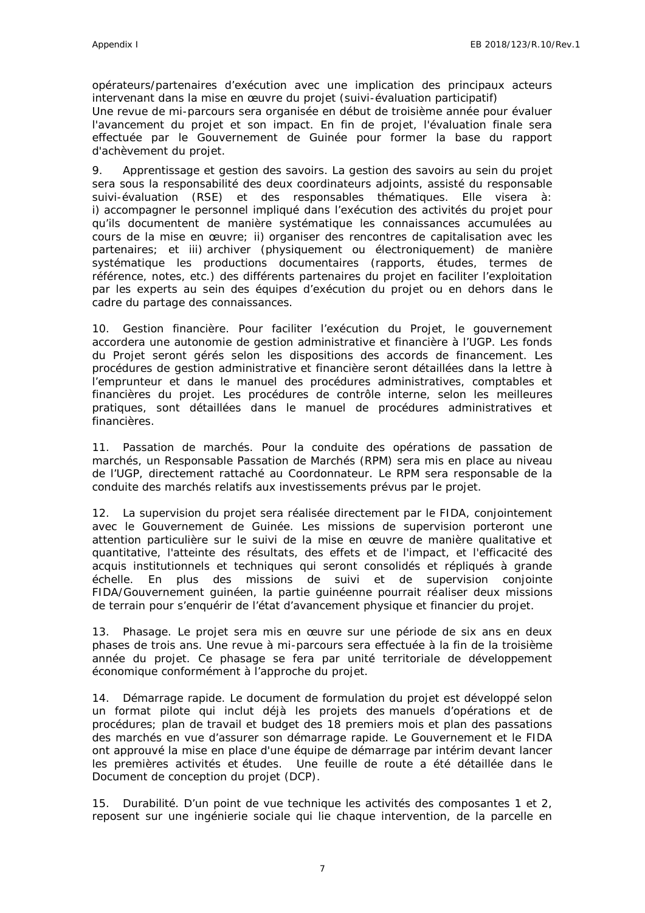opérateurs/partenaires d'exécution avec une implication des principaux acteurs intervenant dans la mise en œuvre du projet (suivi-évaluation participatif)
Une revue de mi-parcours sera organisée en début de troisième année pour évaluer l'avancement du projet et son impact. En fin de projet, l'évaluation finale sera effectuée par le Gouvernement de Guinée pour former la base du rapport d'achèvement du projet.

9. Apprentissage et gestion des savoirs. La gestion des savoirs au sein du projet sera sous la responsabilité des deux coordinateurs adjoints, assisté du responsable suivi-évaluation (RSE) et des responsables thématiques. Elle visera à: i) accompagner le personnel impliqué dans l'exécution des activités du projet pour qu'ils documentent de manière systématique les connaissances accumulées au cours de la mise en œuvre; ii) organiser des rencontres de capitalisation avec les partenaires; et iii) archiver (physiquement ou électroniquement) de manière systématique les productions documentaires (rapports, études, termes de référence, notes, etc.) des différents partenaires du projet en faciliter l'exploitation par les experts au sein des équipes d'exécution du projet ou en dehors dans le cadre du partage des connaissances.

10. Gestion financière. Pour faciliter l'exécution du Projet, le gouvernement accordera une autonomie de gestion administrative et financière à l'UGP. Les fonds du Projet seront gérés selon les dispositions des accords de financement. Les procédures de gestion administrative et financière seront détaillées dans la lettre à l'emprunteur et dans le manuel des procédures administratives, comptables et financières du projet. Les procédures de contrôle interne, selon les meilleures pratiques, sont détaillées dans le manuel de procédures administratives et financières.

11. Passation de marchés. Pour la conduite des opérations de passation de marchés, un Responsable Passation de Marchés (RPM) sera mis en place au niveau de l'UGP, directement rattaché au Coordonnateur. Le RPM sera responsable de la conduite des marchés relatifs aux investissements prévus par le projet.

12. La supervision du projet sera réalisée directement par le FIDA, conjointement avec le Gouvernement de Guinée. Les missions de supervision porteront une attention particulière sur le suivi de la mise en œuvre de manière qualitative et quantitative, l'atteinte des résultats, des effets et de l'impact, et l'efficacité des acquis institutionnels et techniques qui seront consolidés et répliqués à grande échelle. En plus des missions de suivi et de supervision conjointe FIDA/Gouvernement guinéen, la partie guinéenne pourrait réaliser deux missions de terrain pour s'enquérir de l'état d'avancement physique et financier du projet.

13. Phasage. Le projet sera mis en œuvre sur une période de six ans en deux phases de trois ans. Une revue à mi-parcours sera effectuée à la fin de la troisième année du projet. Ce phasage se fera par unité territoriale de développement économique conformément à l'approche du projet.

14. Démarrage rapide. Le document de formulation du projet est développé selon un format pilote qui inclut déjà les projets des manuels d'opérations et de procédures; plan de travail et budget des 18 premiers mois et plan des passations des marchés en vue d'assurer son démarrage rapide. Le Gouvernement et le FIDA ont approuvé la mise en place d'une équipe de démarrage par intérim devant lancer les premières activités et études. Une feuille de route a été détaillée dans le Document de conception du projet (DCP).

15. Durabilité. D'un point de vue technique les activités des composantes 1 et 2, reposent sur une ingénierie sociale qui lie chaque intervention, de la parcelle en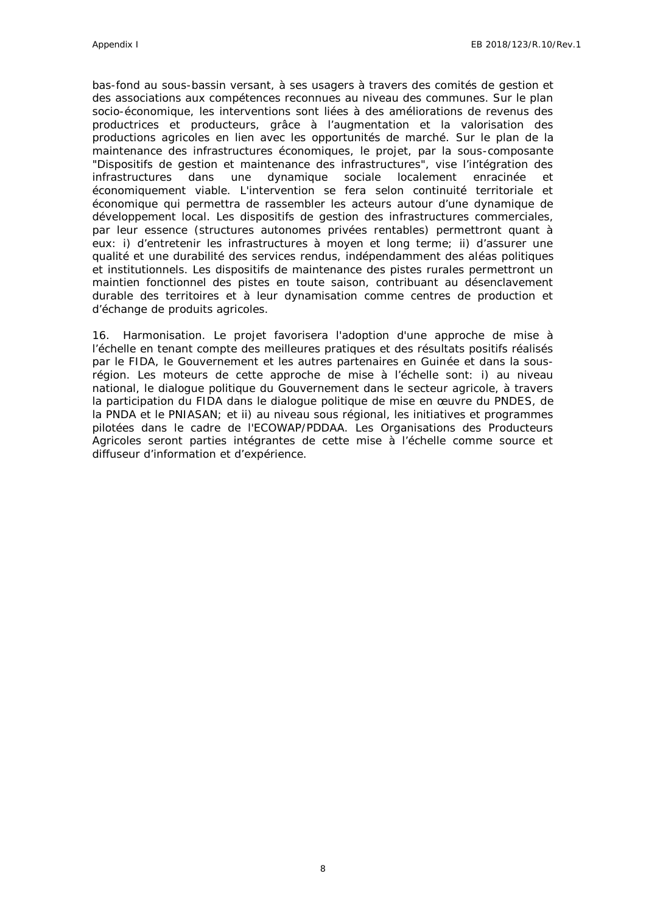bas-fond au sous-bassin versant, à ses usagers à travers des comités de gestion et des associations aux compétences reconnues au niveau des communes. Sur le plan socio-économique, les interventions sont liées à des améliorations de revenus des productrices et producteurs, grâce à l'augmentation et la valorisation des productions agricoles en lien avec les opportunités de marché. Sur le plan de la maintenance des infrastructures économiques, le projet, par la sous-composante "Dispositifs de gestion et maintenance des infrastructures", vise l'intégration des infrastructures dans une dynamique sociale localement enracinée et économiquement viable. L'intervention se fera selon continuité territoriale et économique qui permettra de rassembler les acteurs autour d'une dynamique de développement local. Les dispositifs de gestion des infrastructures commerciales, par leur essence (structures autonomes privées rentables) permettront quant à eux: i) d'entretenir les infrastructures à moyen et long terme; ii) d'assurer une qualité et une durabilité des services rendus, indépendamment des aléas politiques et institutionnels. Les dispositifs de maintenance des pistes rurales permettront un maintien fonctionnel des pistes en toute saison, contribuant au désenclavement durable des territoires et à leur dynamisation comme centres de production et d'échange de produits agricoles.

16. Harmonisation. Le projet favorisera l'adoption d'une approche de mise à l'échelle en tenant compte des meilleures pratiques et des résultats positifs réalisés par le FIDA, le Gouvernement et les autres partenaires en Guinée et dans la sous-région. Les moteurs de cette approche de mise à l'échelle sont: i) au niveau national, le dialogue politique du Gouvernement dans le secteur agricole, à travers la participation du FIDA dans le dialogue politique de mise en œuvre du PNDES, de la PNDA et le PNIASAN; et ii) au niveau sous régional, les initiatives et programmes pilotées dans le cadre de l'ECOWAP/PDDAA. Les Organisations des Producteurs Agricoles seront parties intégrantes de cette mise à l'échelle comme source et diffuseur d'information et d'expérience.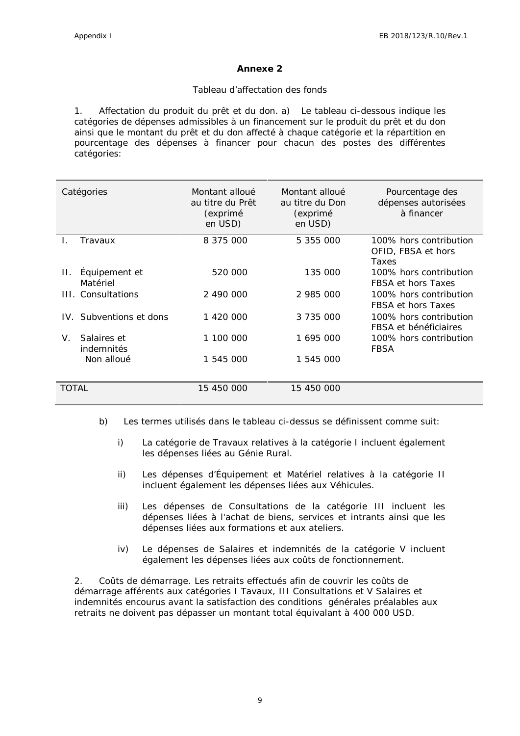**Annexe 2**

Tableau d'affectation des fonds

1. Affectation du produit du prêt et du don. a) Le tableau ci-dessous indique les catégories de dépenses admissibles à un financement sur le produit du prêt et du don ainsi que le montant du prêt et du don affecté à chaque catégorie et la répartition en pourcentage des dépenses à financer pour chacun des postes des différentes catégories:

| Catégories | Montant alloué au titre du Prêt (exprimé en USD) | Montant alloué au titre du Don (exprimé en USD) | Pourcentage des dépenses autorisées à financer |
|---|---|---|---|
| I. Travaux | 8 375 000 | 5 355 000 | 100% hors contribution OFID, FBSA et hors Taxes |
| II. Équipement et Matériel | 520 000 | 135 000 | 100% hors contribution FBSA et hors Taxes |
| III. Consultations | 2 490 000 | 2 985 000 | 100% hors contribution FBSA et hors Taxes |
| IV. Subventions et dons | 1 420 000 | 3 735 000 | 100% hors contribution FBSA et bénéficiaires |
| V. Salaires et indemnités | 1 100 000 | 1 695 000 | 100% hors contribution FBSA |
| Non alloué | 1 545 000 | 1 545 000 | |
| TOTAL | 15 450 000 | 15 450 000 | |

b) Les termes utilisés dans le tableau ci-dessus se définissent comme suit:

i) La catégorie de Travaux relatives à la catégorie I incluent également les dépenses liées au Génie Rural.

ii) Les dépenses d'Équipement et Matériel relatives à la catégorie II incluent également les dépenses liées aux Véhicules.

iii) Les dépenses de Consultations de la catégorie III incluent les dépenses liées à l'achat de biens, services et intrants ainsi que les dépenses liées aux formations et aux ateliers.

iv) Le dépenses de Salaires et indemnités de la catégorie V incluent également les dépenses liées aux coûts de fonctionnement.

2. Coûts de démarrage. Les retraits effectués afin de couvrir les coûts de démarrage afférents aux catégories I Travaux, III Consultations et V Salaires et indemnités encourus avant la satisfaction des conditions générales préalables aux retraits ne doivent pas dépasser un montant total équivalant à 400 000 USD.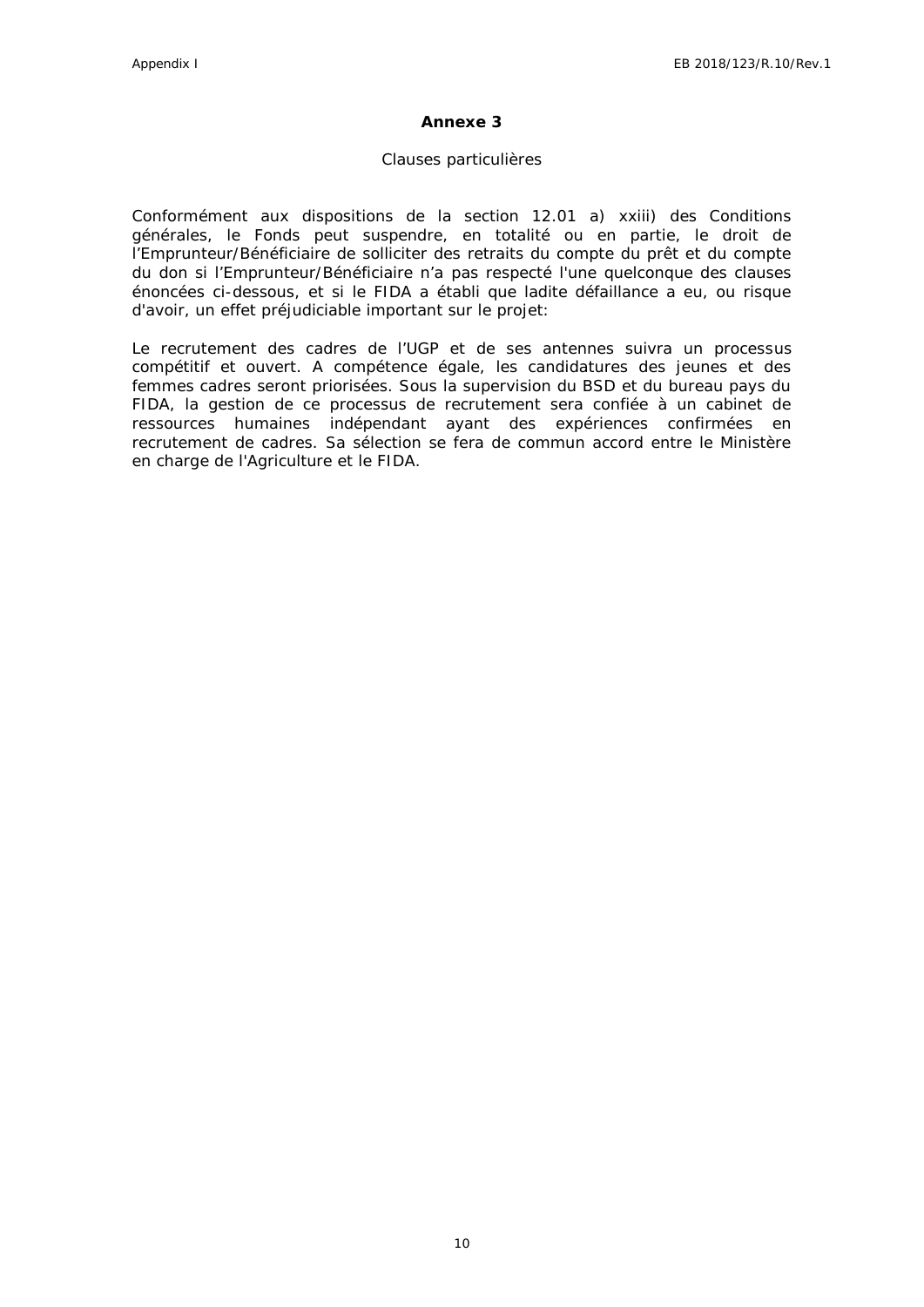**Annexe 3**

Clauses particulières

Conformément aux dispositions de la section 12.01 a) xxiii) des Conditions générales, le Fonds peut suspendre, en totalité ou en partie, le droit de l'Emprunteur/Bénéficiaire de solliciter des retraits du compte du prêt et du compte du don si l'Emprunteur/Bénéficiaire n'a pas respecté l'une quelconque des clauses énoncées ci-dessous, et si le FIDA a établi que ladite défaillance a eu, ou risque d'avoir, un effet préjudiciable important sur le projet:

Le recrutement des cadres de l'UGP et de ses antennes suivra un processus compétitif et ouvert. A compétence égale, les candidatures des jeunes et des femmes cadres seront priorisées. Sous la supervision du BSD et du bureau pays du FIDA, la gestion de ce processus de recrutement sera confiée à un cabinet de ressources humaines indépendant ayant des expériences confirmées en recrutement de cadres. Sa sélection se fera de commun accord entre le Ministère en charge de l'Agriculture et le FIDA.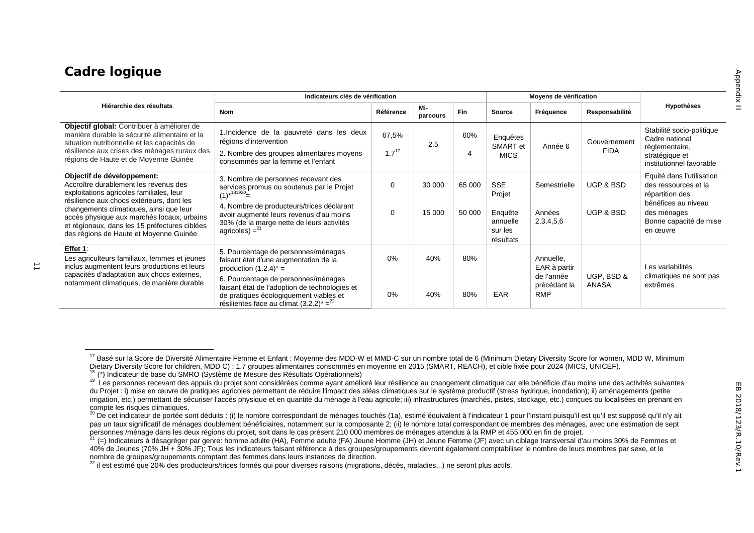# Cadre logique

| Hiérarchie des résultats | Indicateurs clés de vérification | | | | Moyens de vérification | | | Hypothèses |
|---|---|---|---|---|---|---|---|---|
| | Nom | Référence | Mi-parcours | Fin | Source | Fréquence | Responsabilité | |
| **Objectif global:** Contribuer à améliorer de manière durable la sécurité alimentaire et la situation nutritionnelle et les capacités de résilience aux crises des ménages ruraux des régions de Haute et de Moyenne Guinée | 1.Incidence de la pauvreté dans les deux régions d'intervention<br>2. Nombre des groupes alimentaires moyens consommés par la femme et l'enfant | 67,5%<br>1.7[17] | 2.5 | 60%<br>4 | Enquêtes SMART et MICS | Année 6 | Gouvernement FIDA | Stabilité socio-politique Cadre national règlementaire, stratégique et institutionnel favorable |
| **Objectif de développement:** Accroître durablement les revenus des exploitations agricoles familiales, leur résilience aux chocs extérieurs, dont les changements climatiques, ainsi que leur accès physique aux marchés locaux, urbains et régionaux, dans les 15 préfectures ciblées des régions de Haute et Moyenne Guinée | 3. Nombre de personnes recevant des services promus ou soutenus par le Projet (1)*[18][19][20]=<br>4. Nombre de producteurs/trices déclarant avoir augmenté leurs revenus d'au moins 30% (de la marge nette de leurs activités agricoles) =[21] | 0<br>0 | 30 000<br>15 000 | 65 000<br>50 000 | SSE Projet<br>Enquête annuelle sur les résultats | Semestrielle<br>Années 2,3,4,5,6 | UGP & BSD<br>UGP & BSD | Equité dans l'utilisation des ressources et la répartition des bénéfices au niveau des ménages<br>Bonne capacité de mise en œuvre |
| **Effet 1**:<br>Les agriculteurs familiaux, femmes et jeunes inclus augmentent leurs productions et leurs capacités d'adaptation aux chocs externes, notamment climatiques, de manière durable | 5. Pourcentage de personnes/ménages faisant état d'une augmentation de la production (1.2.4)* =<br>6. Pourcentage de personnes/ménages faisant état de l'adoption de technologies et de pratiques écologiquement viables et résilientes face au climat (3.2.2)* =[22] | 0%<br>0% | 40%<br>40% | 80%<br>80% | EAR | Annuelle, EAR à partir de l'année précédant la RMP | UGP, BSD & ANASA | Les variabilités climatiques ne sont pas extrêmes |

[17] Basé sur la Score de Diversité Alimentaire Femme et Enfant : Moyenne des MDD-W et MMD-C sur un nombre total de 6 (Minimum Dietary Diversity Score for women, MDD W, Minimum Dietary Diversity Score for children, MDD C) : 1.7 groupes alimentaires consommés en moyenne en 2015 (SMART, REACH), et cible fixée pour 2024 (MICS, UNICEF).

[18] (*) Indicateur de base du SMRO (Système de Mesure des Résultats Opérationnels)

[19] Les personnes recevant des appuis du projet sont considérées comme ayant amélioré leur résilience au changement climatique car elle bénéficie d'au moins une des activités suivantes du Projet : i) mise en œuvre de pratiques agricoles permettant de réduire l'impact des aléas climatiques sur le système productif (stress hydrique, inondation); ii) aménagements (petite irrigation, etc.) permettant de sécuriser l'accès physique et en quantité du ménage à l'eau agricole; iii) infrastructures (marchés, pistes, stockage, etc.) conçues ou localisées en prenant en compte les risques climatiques.

[20] De cet indicateur de portée sont déduits : (i) le nombre correspondant de ménages touchés (1a), estimé équivalent à l'indicateur 1 pour l'instant puisqu'il est qu'il est supposé qu'il n'y ait pas un taux significatif de ménages doublement bénéficiaires, notamment sur la composante 2; (ii) le nombre total correspondant de membres des ménages, avec une estimation de sept personnes /ménage dans les deux régions du projet, soit dans le cas présent 210 000 membres de ménages attendus à la RMP et 455 000 en fin de projet.

[21] (=) Indicateurs à désagréger par genre: homme adulte (HA), Femme adulte (FA) Jeune Homme (JH) et Jeune Femme (JF) avec un ciblage transversal d'au moins 30% de Femmes et 40% de Jeunes (70% JH + 30% JF); Tous les indicateurs faisant référence à des groupes/groupements devront également comptabiliser le nombre de leurs membres par sexe, et le nombre de groupes/groupements comptant des femmes dans leurs instances de direction.

[22] il est estimé que 20% des producteurs/trices formés qui pour diverses raisons (migrations, décès, maladies...) ne seront plus actifs.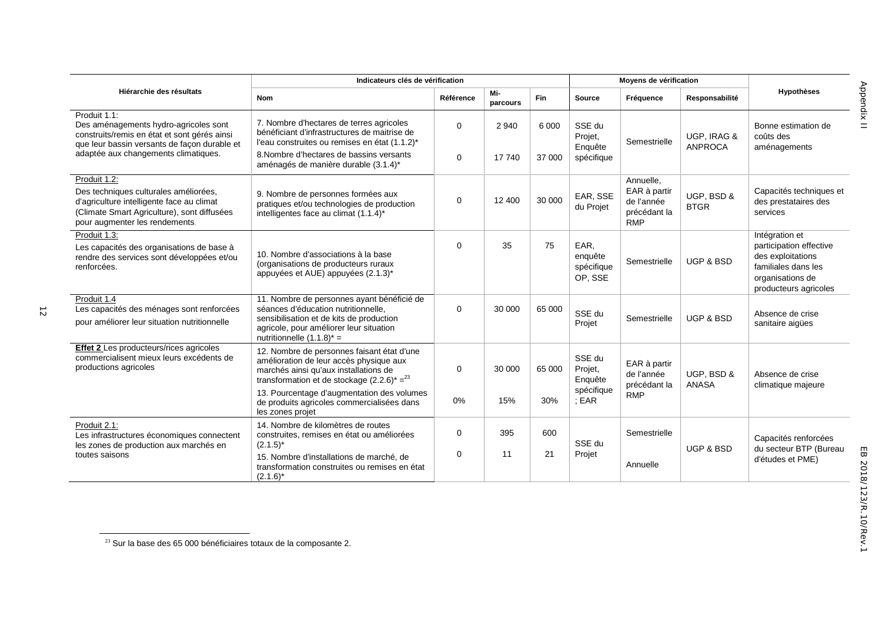| Hiérarchie des résultats | Indicateurs clés de vérification | | | | Moyens de vérification | | | Hypothèses |
|---|---|---|---|---|---|---|---|---|
| | Nom | Référence | Mi-parcours | Fin | Source | Fréquence | Responsabilité | |
| Produit 1.1: Des aménagements hydro-agricoles sont construits/remis en état et sont gérés ainsi que leur bassin versants de façon durable et adaptée aux changements climatiques. | 7. Nombre d'hectares de terres agricoles bénéficiant d'infrastructures de maitrise de l'eau construites ou remises en état (1.1.2)*<br>8.Nombre d'hectares de bassins versants aménagés de manière durable (3.1.4)* | 0<br><br>0 | 2 940<br><br>17 740 | 6 000<br><br>37 000 | SSE du Projet, Enquête spécifique | Semestrielle | UGP, IRAG & ANPROCA | Bonne estimation de coûts des aménagements |
| Produit 1.2: Des techniques culturales améliorées, d'agriculture intelligente face au climat (Climate Smart Agriculture), sont diffusées pour augmenter les rendements. | 9. Nombre de personnes formées aux pratiques et/ou technologies de production intelligentes face au climat (1.1.4)* | 0 | 12 400 | 30 000 | EAR, SSE du Projet | Annuelle, EAR à partir de l'année précédant la RMP | UGP, BSD & BTGR | Capacités techniques et des prestataires des services |
| Produit 1.3: Les capacités des organisations de base à rendre des services sont développées et/ou renforcées. | 10. Nombre d'associations à la base (organisations de producteurs ruraux appuyées et AUE) appuyées (2.1.3)* | 0 | 35 | 75 | EAR, enquête spécifique OP, SSE | Semestrielle | UGP & BSD | Intégration et participation effective des exploitations familiales dans les organisations de producteurs agricoles |
| Produit 1.4 Les capacités des ménages sont renforcées pour améliorer leur situation nutritionnelle | 11. Nombre de personnes ayant bénéficié de séances d'éducation nutritionnelle, sensibilisation et de kits de production agricole, pour améliorer leur situation nutritionnelle (1.1.8)* = | 0 | 30 000 | 65 000 | SSE du Projet | Semestrielle | UGP & BSD | Absence de crise sanitaire aigües |
| **Effet 2** Les producteurs/rices agricoles commercialisent mieux leurs excédents de productions agricoles | 12. Nombre de personnes faisant état d'une amélioration de leur accès physique aux marchés ainsi qu'aux installations de transformation et de stockage (2.2.6)* =[23]<br>13. Pourcentage d'augmentation des volumes de produits agricoles commercialisées dans les zones projet | 0<br><br>0% | 30 000<br><br>15% | 65 000<br><br>30% | SSE du Projet, Enquête spécifique ; EAR | EAR à partir de l'année précédant la RMP | UGP, BSD & ANASA | Absence de crise climatique majeure |
| Produit 2.1: Les infrastructures économiques connectent les zones de production aux marchés en toutes saisons | 14. Nombre de kilomètres de routes construites, remises en état ou améliorées (2.1.5)*<br>15. Nombre d'installations de marché, de transformation construites ou remises en état (2.1.6)* | 0<br><br>0 | 395<br><br>11 | 600<br><br>21 | SSE du Projet | Semestrielle<br><br>Annuelle | UGP & BSD | Capacités renforcées du secteur BTP (Bureau d'études et PME) |

[23] Sur la base des 65 000 bénéficiaires totaux de la composante 2.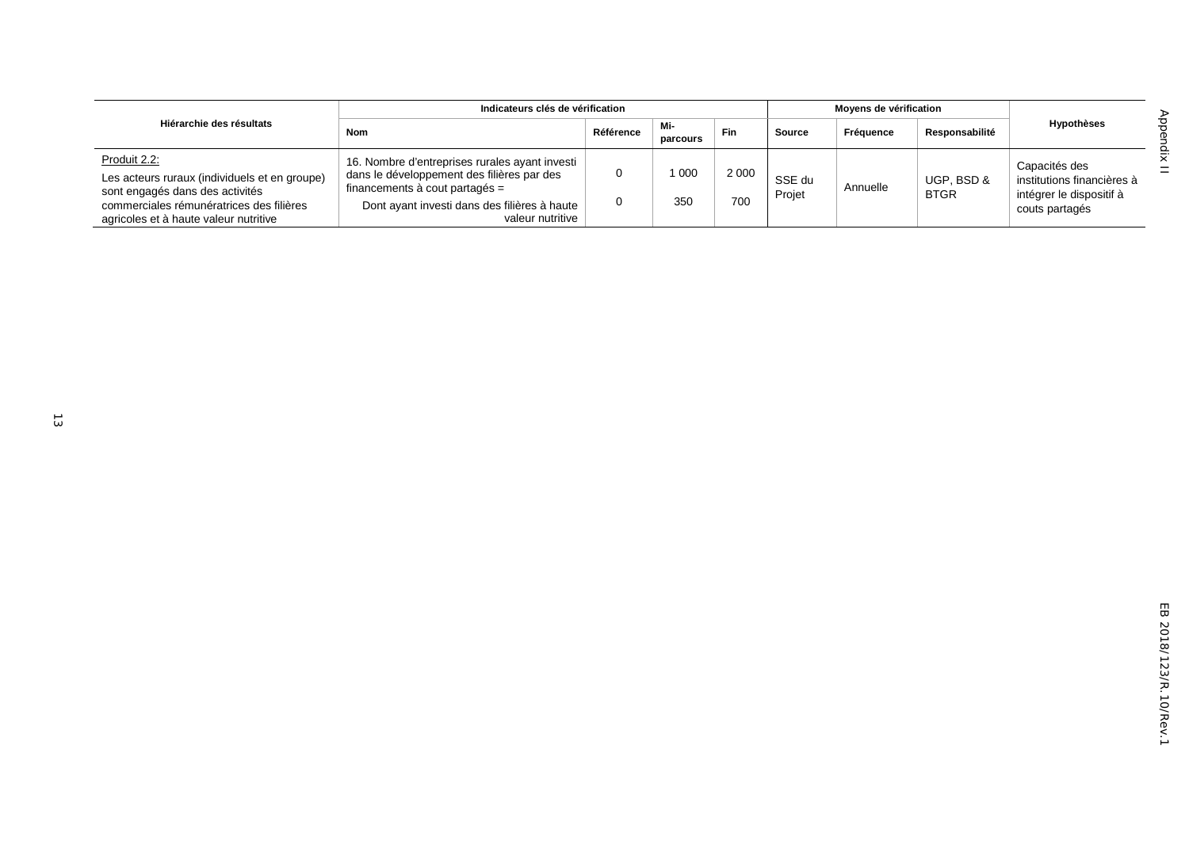| Hiérarchie des résultats | Indicateurs clés de vérification | | | | Moyens de vérification | | | Hypothèses |
|---|---|---|---|---|---|---|---|---|
| | Nom | Référence | Mi-parcours | Fin | Source | Fréquence | Responsabilité | |
| Produit 2.2:<br>Les acteurs ruraux (individuels et en groupe) sont engagés dans des activités commerciales rémunératrices des filières agricoles et à haute valeur nutritive | 16. Nombre d'entreprises rurales ayant investi dans le développement des filières par des financements à cout partagés =<br>Dont ayant investi dans des filières à haute valeur nutritive | 0<br><br>0 | 1 000<br><br>350 | 2 000<br><br>700 | SSE du Projet | Annuelle | UGP, BSD & BTGR | Capacités des institutions financières à intégrer le dispositif à couts partagés |